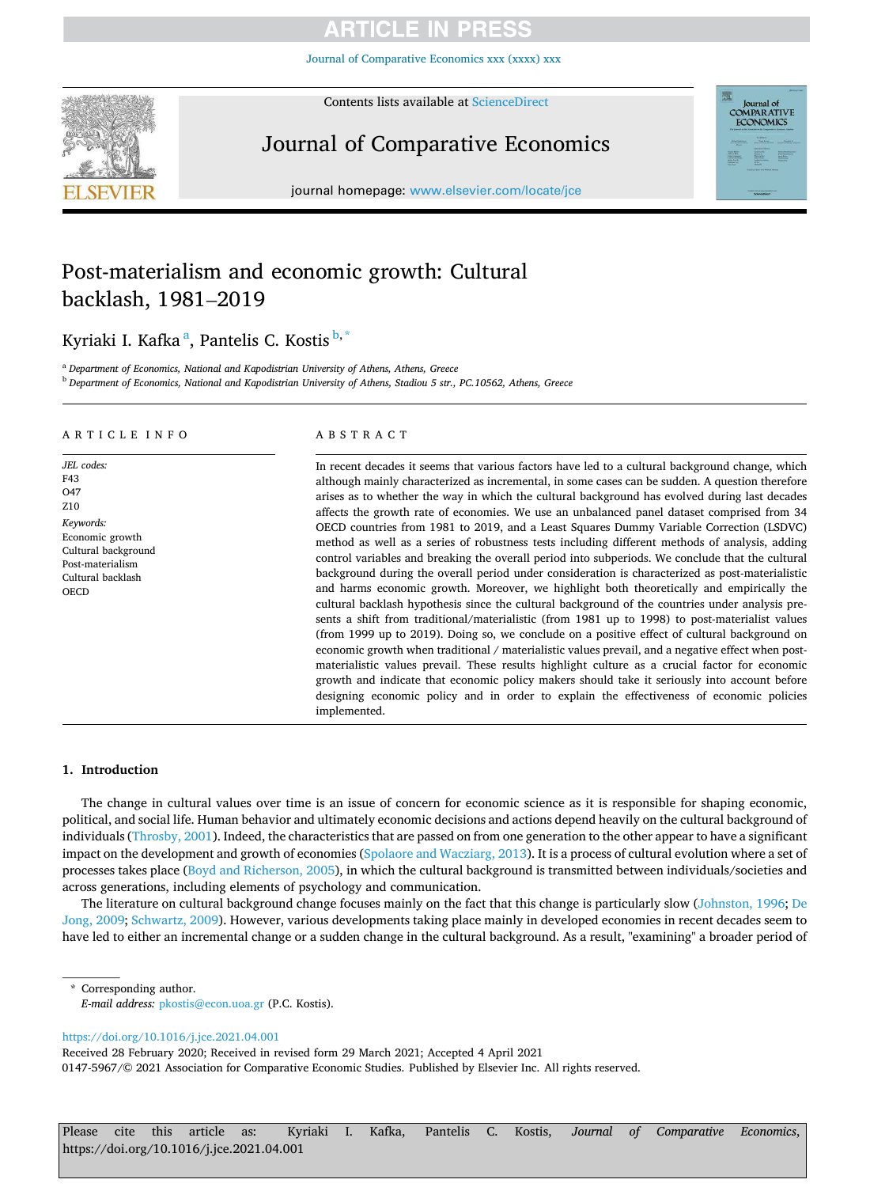# Post-materialism and economic growth: Cultural backlash, 1981–2019

Kyriaki I. Kafka [a], Pantelis C. Kostis [b,*]

[a] *Department of Economics, National and Kapodistrian University of Athens, Athens, Greece*

[b] *Department of Economics, National and Kapodistrian University of Athens, Stadiou 5 str., PC.10562, Athens, Greece*

## ARTICLE INFO

*JEL codes:*
F43
O47
Z10

*Keywords:*
Economic growth
Cultural background
Post-materialism
Cultural backlash
OECD

## ABSTRACT

In recent decades it seems that various factors have led to a cultural background change, which although mainly characterized as incremental, in some cases can be sudden. A question therefore arises as to whether the way in which the cultural background has evolved during last decades affects the growth rate of economies. We use an unbalanced panel dataset comprised from 34 OECD countries from 1981 to 2019, and a Least Squares Dummy Variable Correction (LSDVC) method as well as a series of robustness tests including different methods of analysis, adding control variables and breaking the overall period into subperiods. We conclude that the cultural background during the overall period under consideration is characterized as post-materialistic and harms economic growth. Moreover, we highlight both theoretically and empirically the cultural backlash hypothesis since the cultural background of the countries under analysis presents a shift from traditional/materialistic (from 1981 up to 1998) to post-materialist values (from 1999 up to 2019). Doing so, we conclude on a positive effect of cultural background on economic growth when traditional / materialistic values prevail, and a negative effect when post-materialistic values prevail. These results highlight culture as a crucial factor for economic growth and indicate that economic policy makers should take it seriously into account before designing economic policy and in order to explain the effectiveness of economic policies implemented.

## 1. Introduction

The change in cultural values over time is an issue of concern for economic science as it is responsible for shaping economic, political, and social life. Human behavior and ultimately economic decisions and actions depend heavily on the cultural background of individuals (Throsby, 2001). Indeed, the characteristics that are passed on from one generation to the other appear to have a significant impact on the development and growth of economies (Spolaore and Wacziarg, 2013). It is a process of cultural evolution where a set of processes takes place (Boyd and Richerson, 2005), in which the cultural background is transmitted between individuals/societies and across generations, including elements of psychology and communication.

The literature on cultural background change focuses mainly on the fact that this change is particularly slow (Johnston, 1996; De Jong, 2009; Schwartz, 2009). However, various developments taking place mainly in developed economies in recent decades seem to have led to either an incremental change or a sudden change in the cultural background. As a result, "examining" a broader period of

\* Corresponding author.
*E-mail address:* pkostis@econ.uoa.gr (P.C. Kostis).

https://doi.org/10.1016/j.jce.2021.04.001
Received 28 February 2020; Received in revised form 29 March 2021; Accepted 4 April 2021
0147-5967/© 2021 Association for Comparative Economic Studies. Published by Elsevier Inc. All rights reserved.

Please cite this article as: Kyriaki I. Kafka, Pantelis C. Kostis, *Journal of Comparative Economics*, https://doi.org/10.1016/j.jce.2021.04.001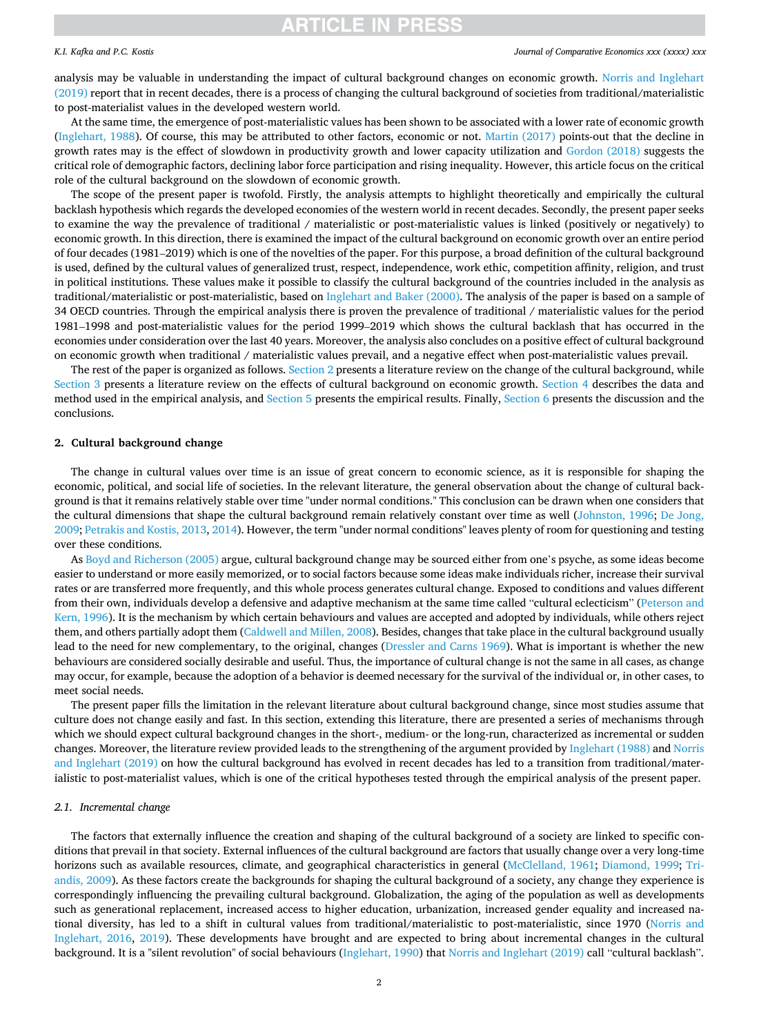analysis may be valuable in understanding the impact of cultural background changes on economic growth. Norris and Inglehart (2019) report that in recent decades, there is a process of changing the cultural background of societies from traditional/materialistic to post-materialist values in the developed western world.

At the same time, the emergence of post-materialistic values has been shown to be associated with a lower rate of economic growth (Inglehart, 1988). Of course, this may be attributed to other factors, economic or not. Martin (2017) points-out that the decline in growth rates may be the effect of slowdown in productivity growth and lower capacity utilization and Gordon (2018) suggests the critical role of demographic factors, declining labor force participation and rising inequality. However, this article focus on the critical role of the cultural background on the slowdown of economic growth.

The scope of the present paper is twofold. Firstly, the analysis attempts to highlight theoretically and empirically the cultural backlash hypothesis which regards the developed economies of the western world in recent decades. Secondly, the present paper seeks to examine the way the prevalence of traditional / materialistic or post-materialistic values is linked (positively or negatively) to economic growth. In this direction, there is examined the impact of the cultural background on economic growth over an entire period of four decades (1981–2019) which is one of the novelties of the paper. For this purpose, a broad definition of the cultural background is used, defined by the cultural values of generalized trust, respect, independence, work ethic, competition affinity, religion, and trust in political institutions. These values make it possible to classify the cultural background of the countries included in the analysis as traditional/materialistic or post-materialistic, based on Inglehart and Baker (2000). The analysis of the paper is based on a sample of 34 OECD countries. Through the empirical analysis there is proven the prevalence of traditional / materialistic values for the period 1981–1998 and post-materialistic values for the period 1999–2019 which shows the cultural backlash that has occurred in the economies under consideration over the last 40 years. Moreover, the analysis also concludes on a positive effect of cultural background on economic growth when traditional / materialistic values prevail, and a negative effect when post-materialistic values prevail.

The rest of the paper is organized as follows. Section 2 presents a literature review on the change of the cultural background, while Section 3 presents a literature review on the effects of cultural background on economic growth. Section 4 describes the data and method used in the empirical analysis, and Section 5 presents the empirical results. Finally, Section 6 presents the discussion and the conclusions.

## 2. Cultural background change

The change in cultural values over time is an issue of great concern to economic science, as it is responsible for shaping the economic, political, and social life of societies. In the relevant literature, the general observation about the change of cultural background is that it remains relatively stable over time "under normal conditions." This conclusion can be drawn when one considers that the cultural dimensions that shape the cultural background remain relatively constant over time as well (Johnston, 1996; De Jong, 2009; Petrakis and Kostis, 2013, 2014). However, the term "under normal conditions" leaves plenty of room for questioning and testing over these conditions.

As Boyd and Richerson (2005) argue, cultural background change may be sourced either from one's psyche, as some ideas become easier to understand or more easily memorized, or to social factors because some ideas make individuals richer, increase their survival rates or are transferred more frequently, and this whole process generates cultural change. Exposed to conditions and values different from their own, individuals develop a defensive and adaptive mechanism at the same time called "cultural eclecticism" (Peterson and Kern, 1996). It is the mechanism by which certain behaviours and values are accepted and adopted by individuals, while others reject them, and others partially adopt them (Caldwell and Millen, 2008). Besides, changes that take place in the cultural background usually lead to the need for new complementary, to the original, changes (Dressler and Carns 1969). What is important is whether the new behaviours are considered socially desirable and useful. Thus, the importance of cultural change is not the same in all cases, as change may occur, for example, because the adoption of a behavior is deemed necessary for the survival of the individual or, in other cases, to meet social needs.

The present paper fills the limitation in the relevant literature about cultural background change, since most studies assume that culture does not change easily and fast. In this section, extending this literature, there are presented a series of mechanisms through which we should expect cultural background changes in the short-, medium- or the long-run, characterized as incremental or sudden changes. Moreover, the literature review provided leads to the strengthening of the argument provided by Inglehart (1988) and Norris and Inglehart (2019) on how the cultural background has evolved in recent decades has led to a transition from traditional/materialistic to post-materialist values, which is one of the critical hypotheses tested through the empirical analysis of the present paper.

### 2.1. Incremental change

The factors that externally influence the creation and shaping of the cultural background of a society are linked to specific conditions that prevail in that society. External influences of the cultural background are factors that usually change over a very long-time horizons such as available resources, climate, and geographical characteristics in general (McClelland, 1961; Diamond, 1999; Triandis, 2009). As these factors create the backgrounds for shaping the cultural background of a society, any change they experience is correspondingly influencing the prevailing cultural background. Globalization, the aging of the population as well as developments such as generational replacement, increased access to higher education, urbanization, increased gender equality and increased national diversity, has led to a shift in cultural values from traditional/materialistic to post-materialistic, since 1970 (Norris and Inglehart, 2016, 2019). These developments have brought and are expected to bring about incremental changes in the cultural background. It is a "silent revolution" of social behaviours (Inglehart, 1990) that Norris and Inglehart (2019) call "cultural backlash".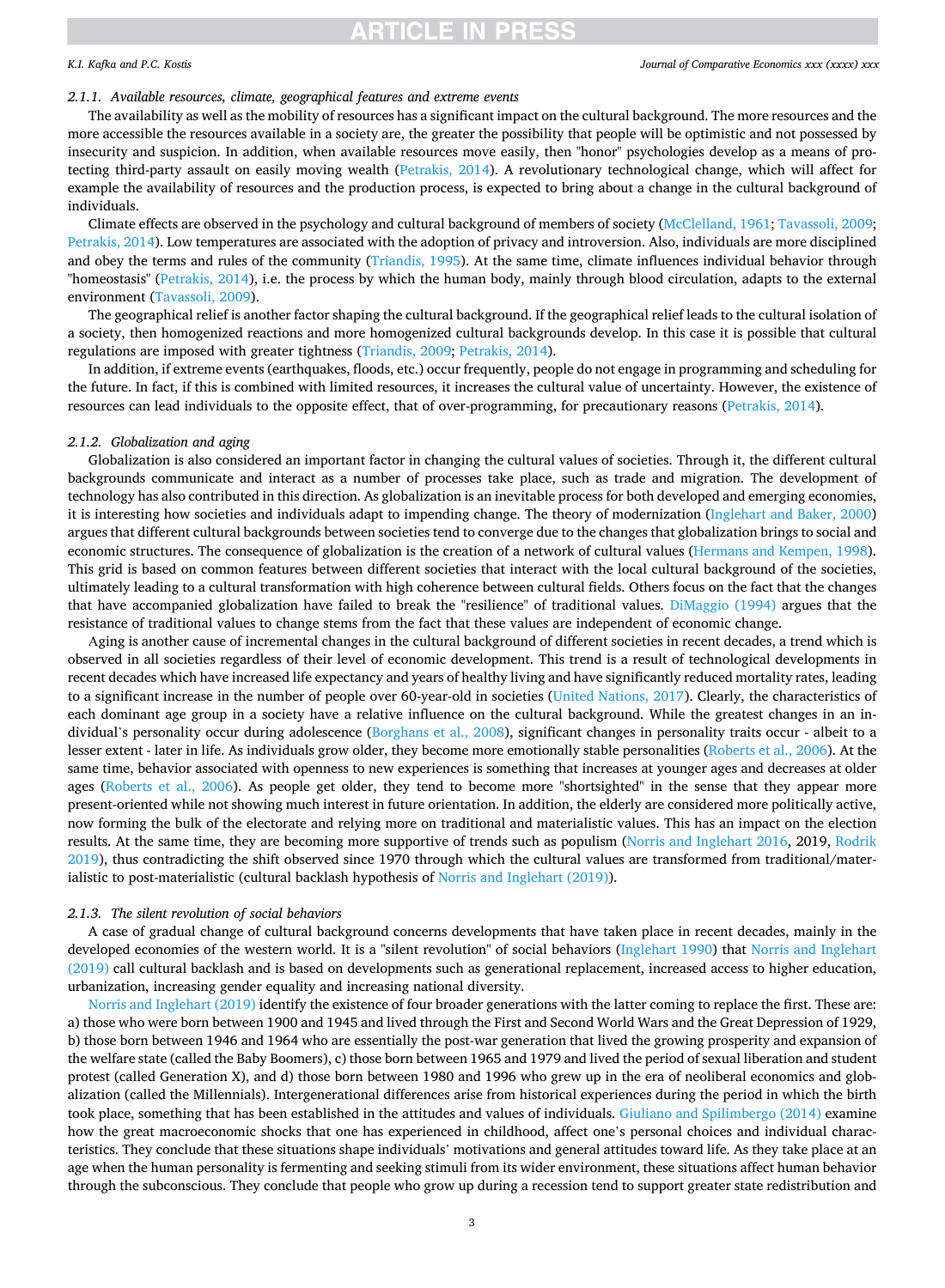#### 2.1.1. Available resources, climate, geographical features and extreme events

The availability as well as the mobility of resources has a significant impact on the cultural background. The more resources and the more accessible the resources available in a society are, the greater the possibility that people will be optimistic and not possessed by insecurity and suspicion. In addition, when available resources move easily, then "honor" psychologies develop as a means of protecting third-party assault on easily moving wealth (Petrakis, 2014). A revolutionary technological change, which will affect for example the availability of resources and the production process, is expected to bring about a change in the cultural background of individuals.

Climate effects are observed in the psychology and cultural background of members of society (McClelland, 1961; Tavassoli, 2009; Petrakis, 2014). Low temperatures are associated with the adoption of privacy and introversion. Also, individuals are more disciplined and obey the terms and rules of the community (Triandis, 1995). At the same time, climate influences individual behavior through "homeostasis" (Petrakis, 2014), i.e. the process by which the human body, mainly through blood circulation, adapts to the external environment (Tavassoli, 2009).

The geographical relief is another factor shaping the cultural background. If the geographical relief leads to the cultural isolation of a society, then homogenized reactions and more homogenized cultural backgrounds develop. In this case it is possible that cultural regulations are imposed with greater tightness (Triandis, 2009; Petrakis, 2014).

In addition, if extreme events (earthquakes, floods, etc.) occur frequently, people do not engage in programming and scheduling for the future. In fact, if this is combined with limited resources, it increases the cultural value of uncertainty. However, the existence of resources can lead individuals to the opposite effect, that of over-programming, for precautionary reasons (Petrakis, 2014).

#### 2.1.2. Globalization and aging

Globalization is also considered an important factor in changing the cultural values of societies. Through it, the different cultural backgrounds communicate and interact as a number of processes take place, such as trade and migration. The development of technology has also contributed in this direction. As globalization is an inevitable process for both developed and emerging economies, it is interesting how societies and individuals adapt to impending change. The theory of modernization (Inglehart and Baker, 2000) argues that different cultural backgrounds between societies tend to converge due to the changes that globalization brings to social and economic structures. The consequence of globalization is the creation of a network of cultural values (Hermans and Kempen, 1998). This grid is based on common features between different societies that interact with the local cultural background of the societies, ultimately leading to a cultural transformation with high coherence between cultural fields. Others focus on the fact that the changes that have accompanied globalization have failed to break the "resilience" of traditional values. DiMaggio (1994) argues that the resistance of traditional values to change stems from the fact that these values are independent of economic change.

Aging is another cause of incremental changes in the cultural background of different societies in recent decades, a trend which is observed in all societies regardless of their level of economic development. This trend is a result of technological developments in recent decades which have increased life expectancy and years of healthy living and have significantly reduced mortality rates, leading to a significant increase in the number of people over 60-year-old in societies (United Nations, 2017). Clearly, the characteristics of each dominant age group in a society have a relative influence on the cultural background. While the greatest changes in an individual's personality occur during adolescence (Borghans et al., 2008), significant changes in personality traits occur - albeit to a lesser extent - later in life. As individuals grow older, they become more emotionally stable personalities (Roberts et al., 2006). At the same time, behavior associated with openness to new experiences is something that increases at younger ages and decreases at older ages (Roberts et al., 2006). As people get older, they tend to become more "shortsighted" in the sense that they appear more present-oriented while not showing much interest in future orientation. In addition, the elderly are considered more politically active, now forming the bulk of the electorate and relying more on traditional and materialistic values. This has an impact on the election results. At the same time, they are becoming more supportive of trends such as populism (Norris and Inglehart 2016, 2019, Rodrik 2019), thus contradicting the shift observed since 1970 through which the cultural values are transformed from traditional/materialistic to post-materialistic (cultural backlash hypothesis of Norris and Inglehart (2019)).

#### 2.1.3. The silent revolution of social behaviors

A case of gradual change of cultural background concerns developments that have taken place in recent decades, mainly in the developed economies of the western world. It is a "silent revolution" of social behaviors (Inglehart 1990) that Norris and Inglehart (2019) call cultural backlash and is based on developments such as generational replacement, increased access to higher education, urbanization, increasing gender equality and increasing national diversity.

Norris and Inglehart (2019) identify the existence of four broader generations with the latter coming to replace the first. These are: a) those who were born between 1900 and 1945 and lived through the First and Second World Wars and the Great Depression of 1929, b) those born between 1946 and 1964 who are essentially the post-war generation that lived the growing prosperity and expansion of the welfare state (called the Baby Boomers), c) those born between 1965 and 1979 and lived the period of sexual liberation and student protest (called Generation X), and d) those born between 1980 and 1996 who grew up in the era of neoliberal economics and globalization (called the Millennials). Intergenerational differences arise from historical experiences during the period in which the birth took place, something that has been established in the attitudes and values of individuals. Giuliano and Spilimbergo (2014) examine how the great macroeconomic shocks that one has experienced in childhood, affect one's personal choices and individual characteristics. They conclude that these situations shape individuals' motivations and general attitudes toward life. As they take place at an age when the human personality is fermenting and seeking stimuli from its wider environment, these situations affect human behavior through the subconscious. They conclude that people who grow up during a recession tend to support greater state redistribution and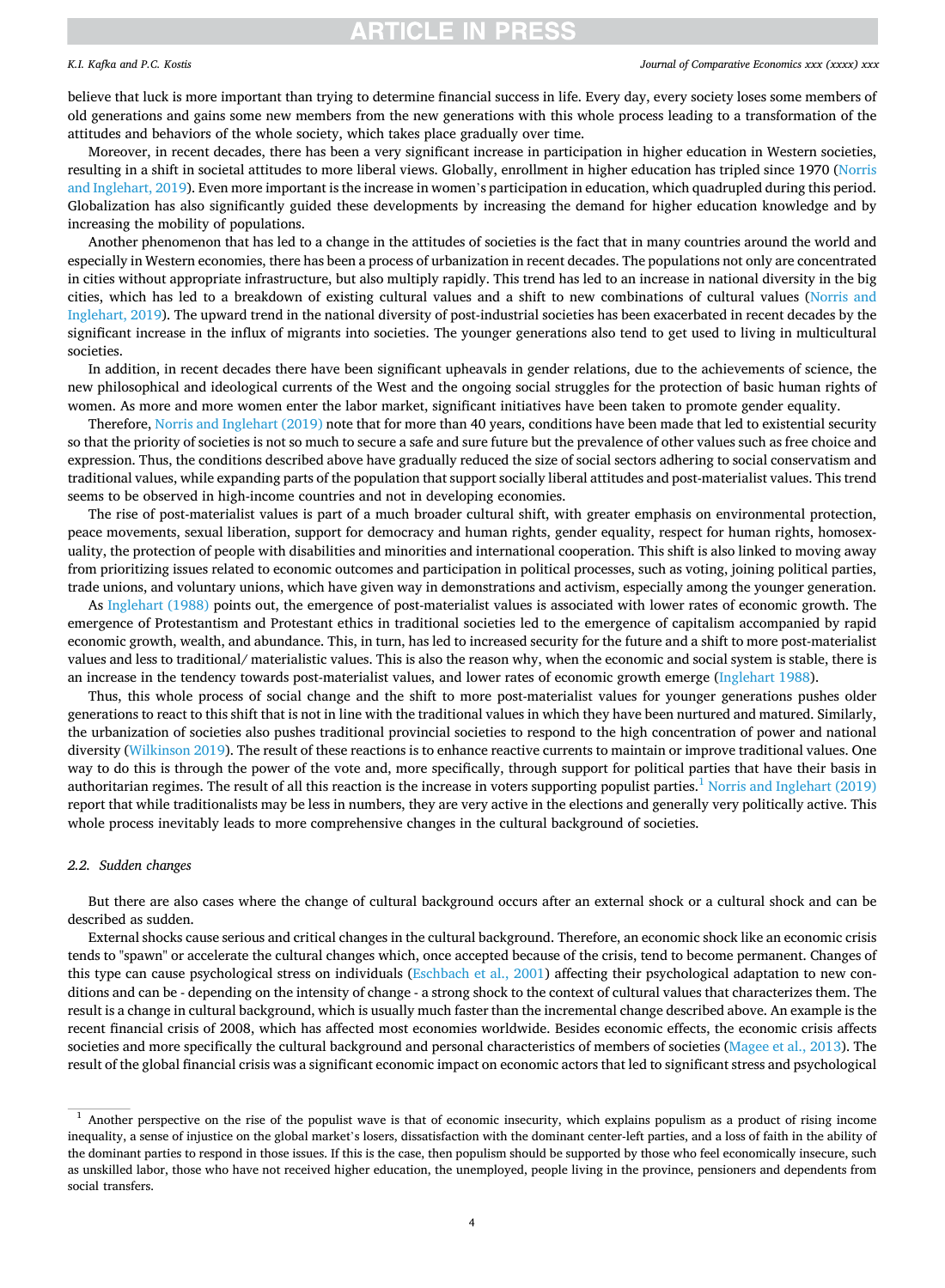believe that luck is more important than trying to determine financial success in life. Every day, every society loses some members of old generations and gains some new members from the new generations with this whole process leading to a transformation of the attitudes and behaviors of the whole society, which takes place gradually over time.

Moreover, in recent decades, there has been a very significant increase in participation in higher education in Western societies, resulting in a shift in societal attitudes to more liberal views. Globally, enrollment in higher education has tripled since 1970 (Norris and Inglehart, 2019). Even more important is the increase in women's participation in education, which quadrupled during this period. Globalization has also significantly guided these developments by increasing the demand for higher education knowledge and by increasing the mobility of populations.

Another phenomenon that has led to a change in the attitudes of societies is the fact that in many countries around the world and especially in Western economies, there has been a process of urbanization in recent decades. The populations not only are concentrated in cities without appropriate infrastructure, but also multiply rapidly. This trend has led to an increase in national diversity in the big cities, which has led to a breakdown of existing cultural values and a shift to new combinations of cultural values (Norris and Inglehart, 2019). The upward trend in the national diversity of post-industrial societies has been exacerbated in recent decades by the significant increase in the influx of migrants into societies. The younger generations also tend to get used to living in multicultural societies.

In addition, in recent decades there have been significant upheavals in gender relations, due to the achievements of science, the new philosophical and ideological currents of the West and the ongoing social struggles for the protection of basic human rights of women. As more and more women enter the labor market, significant initiatives have been taken to promote gender equality.

Therefore, Norris and Inglehart (2019) note that for more than 40 years, conditions have been made that led to existential security so that the priority of societies is not so much to secure a safe and sure future but the prevalence of other values such as free choice and expression. Thus, the conditions described above have gradually reduced the size of social sectors adhering to social conservatism and traditional values, while expanding parts of the population that support socially liberal attitudes and post-materialist values. This trend seems to be observed in high-income countries and not in developing economies.

The rise of post-materialist values is part of a much broader cultural shift, with greater emphasis on environmental protection, peace movements, sexual liberation, support for democracy and human rights, gender equality, respect for human rights, homosexuality, the protection of people with disabilities and minorities and international cooperation. This shift is also linked to moving away from prioritizing issues related to economic outcomes and participation in political processes, such as voting, joining political parties, trade unions, and voluntary unions, which have given way in demonstrations and activism, especially among the younger generation.

As Inglehart (1988) points out, the emergence of post-materialist values is associated with lower rates of economic growth. The emergence of Protestantism and Protestant ethics in traditional societies led to the emergence of capitalism accompanied by rapid economic growth, wealth, and abundance. This, in turn, has led to increased security for the future and a shift to more post-materialist values and less to traditional/ materialistic values. This is also the reason why, when the economic and social system is stable, there is an increase in the tendency towards post-materialist values, and lower rates of economic growth emerge (Inglehart 1988).

Thus, this whole process of social change and the shift to more post-materialist values for younger generations pushes older generations to react to this shift that is not in line with the traditional values in which they have been nurtured and matured. Similarly, the urbanization of societies also pushes traditional provincial societies to respond to the high concentration of power and national diversity (Wilkinson 2019). The result of these reactions is to enhance reactive currents to maintain or improve traditional values. One way to do this is through the power of the vote and, more specifically, through support for political parties that have their basis in authoritarian regimes. The result of all this reaction is the increase in voters supporting populist parties.[1] Norris and Inglehart (2019) report that while traditionalists may be less in numbers, they are very active in the elections and generally very politically active. This whole process inevitably leads to more comprehensive changes in the cultural background of societies.

### 2.2. *Sudden changes*

But there are also cases where the change of cultural background occurs after an external shock or a cultural shock and can be described as sudden.

External shocks cause serious and critical changes in the cultural background. Therefore, an economic shock like an economic crisis tends to "spawn" or accelerate the cultural changes which, once accepted because of the crisis, tend to become permanent. Changes of this type can cause psychological stress on individuals (Eschbach et al., 2001) affecting their psychological adaptation to new conditions and can be - depending on the intensity of change - a strong shock to the context of cultural values that characterizes them. The result is a change in cultural background, which is usually much faster than the incremental change described above. An example is the recent financial crisis of 2008, which has affected most economies worldwide. Besides economic effects, the economic crisis affects societies and more specifically the cultural background and personal characteristics of members of societies (Magee et al., 2013). The result of the global financial crisis was a significant economic impact on economic actors that led to significant stress and psychological

---

[1] Another perspective on the rise of the populist wave is that of economic insecurity, which explains populism as a product of rising income inequality, a sense of injustice on the global market's losers, dissatisfaction with the dominant center-left parties, and a loss of faith in the ability of the dominant parties to respond in those issues. If this is the case, then populism should be supported by those who feel economically insecure, such as unskilled labor, those who have not received higher education, the unemployed, people living in the province, pensioners and dependents from social transfers.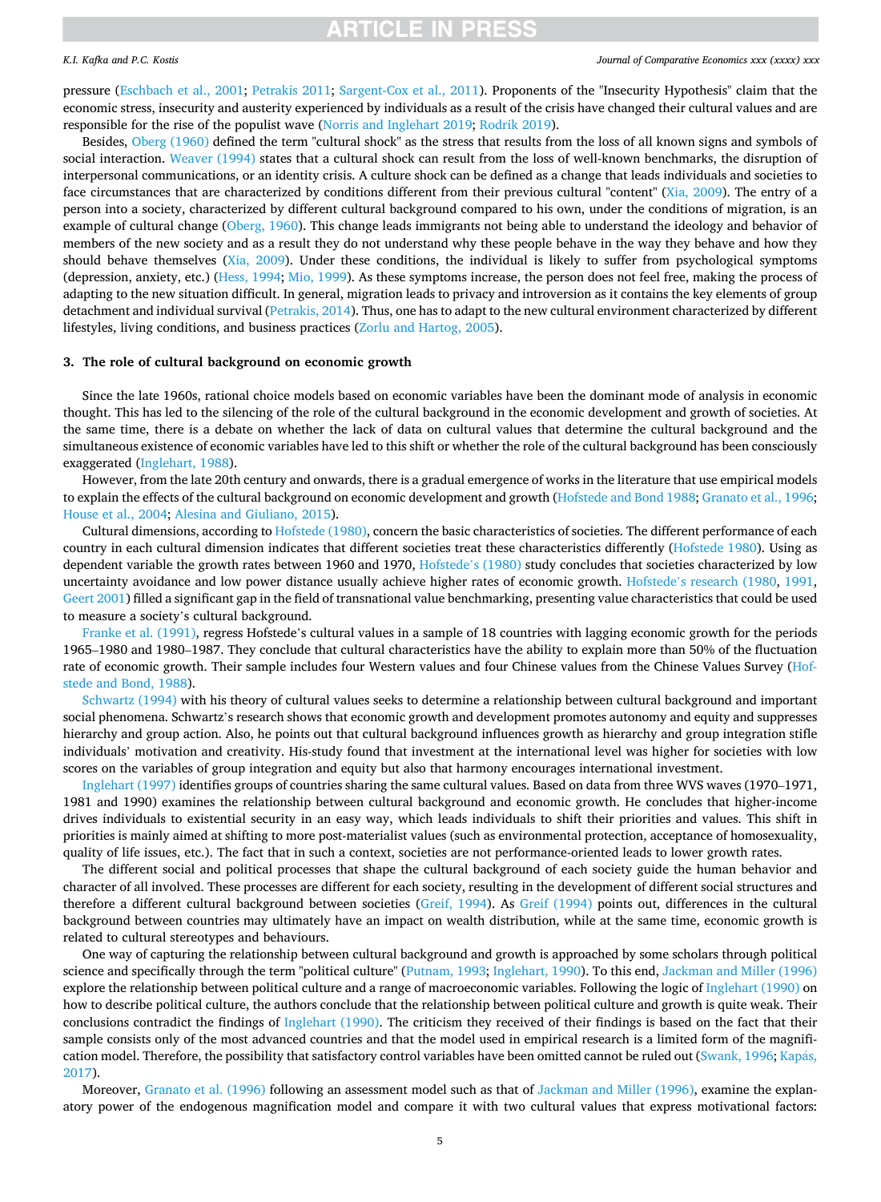pressure (Eschbach et al., 2001; Petrakis 2011; Sargent-Cox et al., 2011). Proponents of the "Insecurity Hypothesis" claim that the economic stress, insecurity and austerity experienced by individuals as a result of the crisis have changed their cultural values and are responsible for the rise of the populist wave (Norris and Inglehart 2019; Rodrik 2019).

Besides, Oberg (1960) defined the term "cultural shock" as the stress that results from the loss of all known signs and symbols of social interaction. Weaver (1994) states that a cultural shock can result from the loss of well-known benchmarks, the disruption of interpersonal communications, or an identity crisis. A culture shock can be defined as a change that leads individuals and societies to face circumstances that are characterized by conditions different from their previous cultural "content" (Xia, 2009). The entry of a person into a society, characterized by different cultural background compared to his own, under the conditions of migration, is an example of cultural change (Oberg, 1960). This change leads immigrants not being able to understand the ideology and behavior of members of the new society and as a result they do not understand why these people behave in the way they behave and how they should behave themselves (Xia, 2009). Under these conditions, the individual is likely to suffer from psychological symptoms (depression, anxiety, etc.) (Hess, 1994; Mio, 1999). As these symptoms increase, the person does not feel free, making the process of adapting to the new situation difficult. In general, migration leads to privacy and introversion as it contains the key elements of group detachment and individual survival (Petrakis, 2014). Thus, one has to adapt to the new cultural environment characterized by different lifestyles, living conditions, and business practices (Zorlu and Hartog, 2005).

## 3. The role of cultural background on economic growth

Since the late 1960s, rational choice models based on economic variables have been the dominant mode of analysis in economic thought. This has led to the silencing of the role of the cultural background in the economic development and growth of societies. At the same time, there is a debate on whether the lack of data on cultural values that determine the cultural background and the simultaneous existence of economic variables have led to this shift or whether the role of the cultural background has been consciously exaggerated (Inglehart, 1988).

However, from the late 20th century and onwards, there is a gradual emergence of works in the literature that use empirical models to explain the effects of the cultural background on economic development and growth (Hofstede and Bond 1988; Granato et al., 1996; House et al., 2004; Alesina and Giuliano, 2015).

Cultural dimensions, according to Hofstede (1980), concern the basic characteristics of societies. The different performance of each country in each cultural dimension indicates that different societies treat these characteristics differently (Hofstede 1980). Using as dependent variable the growth rates between 1960 and 1970, Hofstede's (1980) study concludes that societies characterized by low uncertainty avoidance and low power distance usually achieve higher rates of economic growth. Hofstede's research (1980, 1991, Geert 2001) filled a significant gap in the field of transnational value benchmarking, presenting value characteristics that could be used to measure a society's cultural background.

Franke et al. (1991), regress Hofstede's cultural values in a sample of 18 countries with lagging economic growth for the periods 1965–1980 and 1980–1987. They conclude that cultural characteristics have the ability to explain more than 50% of the fluctuation rate of economic growth. Their sample includes four Western values and four Chinese values from the Chinese Values Survey (Hofstede and Bond, 1988).

Schwartz (1994) with his theory of cultural values seeks to determine a relationship between cultural background and important social phenomena. Schwartz's research shows that economic growth and development promotes autonomy and equity and suppresses hierarchy and group action. Also, he points out that cultural background influences growth as hierarchy and group integration stifle individuals' motivation and creativity. His-study found that investment at the international level was higher for societies with low scores on the variables of group integration and equity but also that harmony encourages international investment.

Inglehart (1997) identifies groups of countries sharing the same cultural values. Based on data from three WVS waves (1970–1971, 1981 and 1990) examines the relationship between cultural background and economic growth. He concludes that higher-income drives individuals to existential security in an easy way, which leads individuals to shift their priorities and values. This shift in priorities is mainly aimed at shifting to more post-materialist values (such as environmental protection, acceptance of homosexuality, quality of life issues, etc.). The fact that in such a context, societies are not performance-oriented leads to lower growth rates.

The different social and political processes that shape the cultural background of each society guide the human behavior and character of all involved. These processes are different for each society, resulting in the development of different social structures and therefore a different cultural background between societies (Greif, 1994). As Greif (1994) points out, differences in the cultural background between countries may ultimately have an impact on wealth distribution, while at the same time, economic growth is related to cultural stereotypes and behaviours.

One way of capturing the relationship between cultural background and growth is approached by some scholars through political science and specifically through the term "political culture" (Putnam, 1993; Inglehart, 1990). To this end, Jackman and Miller (1996) explore the relationship between political culture and a range of macroeconomic variables. Following the logic of Inglehart (1990) on how to describe political culture, the authors conclude that the relationship between political culture and growth is quite weak. Their conclusions contradict the findings of Inglehart (1990). The criticism they received of their findings is based on the fact that their sample consists only of the most advanced countries and that the model used in empirical research is a limited form of the magnification model. Therefore, the possibility that satisfactory control variables have been omitted cannot be ruled out (Swank, 1996; Kapás, 2017).

Moreover, Granato et al. (1996) following an assessment model such as that of Jackman and Miller (1996), examine the explanatory power of the endogenous magnification model and compare it with two cultural values that express motivational factors: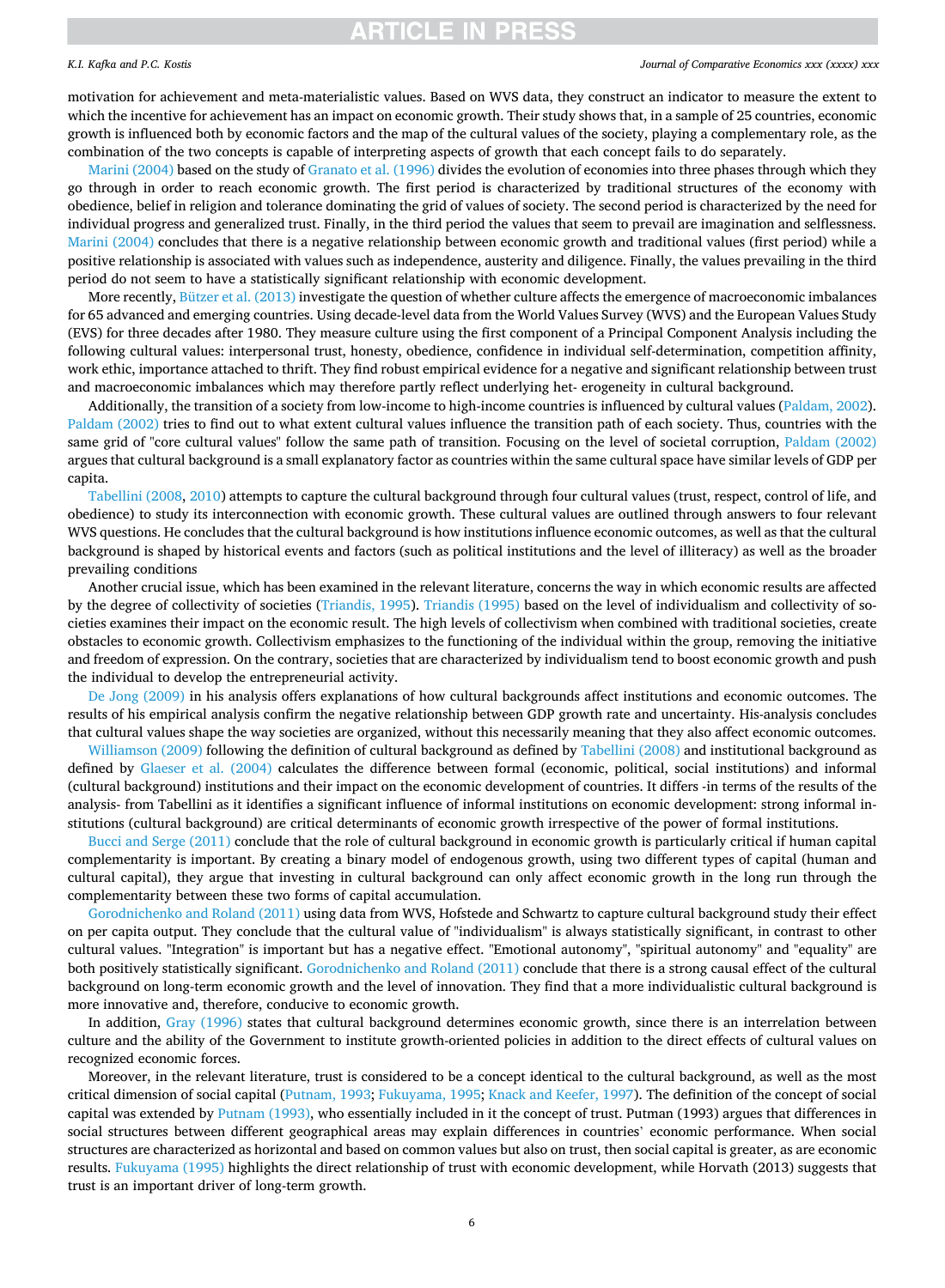motivation for achievement and meta-materialistic values. Based on WVS data, they construct an indicator to measure the extent to which the incentive for achievement has an impact on economic growth. Their study shows that, in a sample of 25 countries, economic growth is influenced both by economic factors and the map of the cultural values of the society, playing a complementary role, as the combination of the two concepts is capable of interpreting aspects of growth that each concept fails to do separately.

Marini (2004) based on the study of Granato et al. (1996) divides the evolution of economies into three phases through which they go through in order to reach economic growth. The first period is characterized by traditional structures of the economy with obedience, belief in religion and tolerance dominating the grid of values of society. The second period is characterized by the need for individual progress and generalized trust. Finally, in the third period the values that seem to prevail are imagination and selflessness. Marini (2004) concludes that there is a negative relationship between economic growth and traditional values (first period) while a positive relationship is associated with values such as independence, austerity and diligence. Finally, the values prevailing in the third period do not seem to have a statistically significant relationship with economic development.

More recently, Bützer et al. (2013) investigate the question of whether culture affects the emergence of macroeconomic imbalances for 65 advanced and emerging countries. Using decade-level data from the World Values Survey (WVS) and the European Values Study (EVS) for three decades after 1980. They measure culture using the first component of a Principal Component Analysis including the following cultural values: interpersonal trust, honesty, obedience, confidence in individual self-determination, competition affinity, work ethic, importance attached to thrift. They find robust empirical evidence for a negative and significant relationship between trust and macroeconomic imbalances which may therefore partly reflect underlying het- erogeneity in cultural background.

Additionally, the transition of a society from low-income to high-income countries is influenced by cultural values (Paldam, 2002). Paldam (2002) tries to find out to what extent cultural values influence the transition path of each society. Thus, countries with the same grid of "core cultural values" follow the same path of transition. Focusing on the level of societal corruption, Paldam (2002) argues that cultural background is a small explanatory factor as countries within the same cultural space have similar levels of GDP per capita.

Tabellini (2008, 2010) attempts to capture the cultural background through four cultural values (trust, respect, control of life, and obedience) to study its interconnection with economic growth. These cultural values are outlined through answers to four relevant WVS questions. He concludes that the cultural background is how institutions influence economic outcomes, as well as that the cultural background is shaped by historical events and factors (such as political institutions and the level of illiteracy) as well as the broader prevailing conditions

Another crucial issue, which has been examined in the relevant literature, concerns the way in which economic results are affected by the degree of collectivity of societies (Triandis, 1995). Triandis (1995) based on the level of individualism and collectivity of societies examines their impact on the economic result. The high levels of collectivism when combined with traditional societies, create obstacles to economic growth. Collectivism emphasizes to the functioning of the individual within the group, removing the initiative and freedom of expression. On the contrary, societies that are characterized by individualism tend to boost economic growth and push the individual to develop the entrepreneurial activity.

De Jong (2009) in his analysis offers explanations of how cultural backgrounds affect institutions and economic outcomes. The results of his empirical analysis confirm the negative relationship between GDP growth rate and uncertainty. His-analysis concludes that cultural values shape the way societies are organized, without this necessarily meaning that they also affect economic outcomes.

Williamson (2009) following the definition of cultural background as defined by Tabellini (2008) and institutional background as defined by Glaeser et al. (2004) calculates the difference between formal (economic, political, social institutions) and informal (cultural background) institutions and their impact on the economic development of countries. It differs -in terms of the results of the analysis- from Tabellini as it identifies a significant influence of informal institutions on economic development: strong informal institutions (cultural background) are critical determinants of economic growth irrespective of the power of formal institutions.

Bucci and Serge (2011) conclude that the role of cultural background in economic growth is particularly critical if human capital complementarity is important. By creating a binary model of endogenous growth, using two different types of capital (human and cultural capital), they argue that investing in cultural background can only affect economic growth in the long run through the complementarity between these two forms of capital accumulation.

Gorodnichenko and Roland (2011) using data from WVS, Hofstede and Schwartz to capture cultural background study their effect on per capita output. They conclude that the cultural value of "individualism" is always statistically significant, in contrast to other cultural values. "Integration" is important but has a negative effect. "Emotional autonomy", "spiritual autonomy" and "equality" are both positively statistically significant. Gorodnichenko and Roland (2011) conclude that there is a strong causal effect of the cultural background on long-term economic growth and the level of innovation. They find that a more individualistic cultural background is more innovative and, therefore, conducive to economic growth.

In addition, Gray (1996) states that cultural background determines economic growth, since there is an interrelation between culture and the ability of the Government to institute growth-oriented policies in addition to the direct effects of cultural values on recognized economic forces.

Moreover, in the relevant literature, trust is considered to be a concept identical to the cultural background, as well as the most critical dimension of social capital (Putnam, 1993; Fukuyama, 1995; Knack and Keefer, 1997). The definition of the concept of social capital was extended by Putnam (1993), who essentially included in it the concept of trust. Putman (1993) argues that differences in social structures between different geographical areas may explain differences in countries' economic performance. When social structures are characterized as horizontal and based on common values but also on trust, then social capital is greater, as are economic results. Fukuyama (1995) highlights the direct relationship of trust with economic development, while Horvath (2013) suggests that trust is an important driver of long-term growth.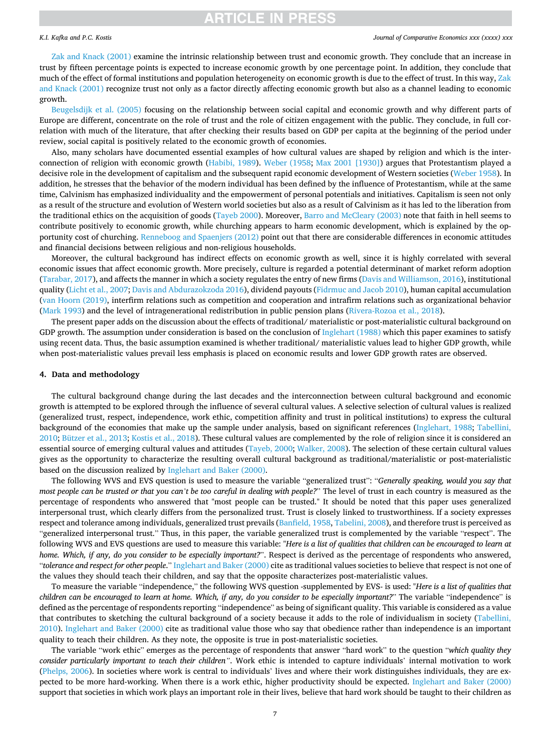Zak and Knack (2001) examine the intrinsic relationship between trust and economic growth. They conclude that an increase in trust by fifteen percentage points is expected to increase economic growth by one percentage point. In addition, they conclude that much of the effect of formal institutions and population heterogeneity on economic growth is due to the effect of trust. In this way, Zak and Knack (2001) recognize trust not only as a factor directly affecting economic growth but also as a channel leading to economic growth.

Beugelsdijk et al. (2005) focusing on the relationship between social capital and economic growth and why different parts of Europe are different, concentrate on the role of trust and the role of citizen engagement with the public. They conclude, in full correlation with much of the literature, that after checking their results based on GDP per capita at the beginning of the period under review, social capital is positively related to the economic growth of economies.

Also, many scholars have documented essential examples of how cultural values are shaped by religion and which is the interconnection of religion with economic growth (Habibi, 1989). Weber (1958; Max 2001 [1930]) argues that Protestantism played a decisive role in the development of capitalism and the subsequent rapid economic development of Western societies (Weber 1958). In addition, he stresses that the behavior of the modern individual has been defined by the influence of Protestantism, while at the same time, Calvinism has emphasized individuality and the empowerment of personal potentials and initiatives. Capitalism is seen not only as a result of the structure and evolution of Western world societies but also as a result of Calvinism as it has led to the liberation from the traditional ethics on the acquisition of goods (Tayeb 2000). Moreover, Barro and McCleary (2003) note that faith in hell seems to contribute positively to economic growth, while churching appears to harm economic development, which is explained by the opportunity cost of churching. Renneboog and Spaenjers (2012) point out that there are considerable differences in economic attitudes and financial decisions between religious and non-religious households.

Moreover, the cultural background has indirect effects on economic growth as well, since it is highly correlated with several economic issues that affect economic growth. More precisely, culture is regarded a potential determinant of market reform adoption (Tarabar, 2017), and affects the manner in which a society regulates the entry of new firms (Davis and Williamson, 2016), institutional quality (Licht et al., 2007; Davis and Abdurazokzoda 2016), dividend payouts (Fidrmuc and Jacob 2010), human capital accumulation (van Hoorn (2019), interfirm relations such as competition and cooperation and intrafirm relations such as organizational behavior (Mark 1993) and the level of intragenerational redistribution in public pension plans (Rivera-Rozoa et al., 2018).

The present paper adds on the discussion about the effects of traditional/ materialistic or post-materialistic cultural background on GDP growth. The assumption under consideration is based on the conclusion of Inglehart (1988) which this paper examines to satisfy using recent data. Thus, the basic assumption examined is whether traditional/ materialistic values lead to higher GDP growth, while when post-materialistic values prevail less emphasis is placed on economic results and lower GDP growth rates are observed.

## 4. Data and methodology

The cultural background change during the last decades and the interconnection between cultural background and economic growth is attempted to be explored through the influence of several cultural values. A selective selection of cultural values is realized (generalized trust, respect, independence, work ethic, competition affinity and trust in political institutions) to express the cultural background of the economies that make up the sample under analysis, based on significant references (Inglehart, 1988; Tabellini, 2010; Bützer et al., 2013; Kostis et al., 2018). These cultural values are complemented by the role of religion since it is considered an essential source of emerging cultural values and attitudes (Tayeb, 2000; Walker, 2008). The selection of these certain cultural values gives as the opportunity to characterize the resulting overall cultural background as traditional/materialistic or post-materialistic based on the discussion realized by Inglehart and Baker (2000).

The following WVS and EVS question is used to measure the variable "generalized trust": "*Generally speaking, would you say that most people can be trusted or that you can't be too careful in dealing with people?*" The level of trust in each country is measured as the percentage of respondents who answered that "most people can be trusted." It should be noted that this paper uses generalized interpersonal trust, which clearly differs from the personalized trust. Trust is closely linked to trustworthiness. If a society expresses respect and tolerance among individuals, generalized trust prevails (Banfield, 1958, Tabelini, 2008), and therefore trust is perceived as "generalized interpersonal trust." Thus, in this paper, the variable generalized trust is complemented by the variable "respect". The following WVS and EVS questions are used to measure this variable: "*Here is a list of qualities that children can be encouraged to learn at home. Which, if any, do you consider to be especially important?*". Respect is derived as the percentage of respondents who answered, "*tolerance and respect for other people*." Inglehart and Baker (2000) cite as traditional values societies to believe that respect is not one of the values they should teach their children, and say that the opposite characterizes post-materialistic values.

To measure the variable "independence," the following WVS question -supplemented by EVS- is used: "*Here is a list of qualities that children can be encouraged to learn at home. Which, if any, do you consider to be especially important?*" The variable "independence" is defined as the percentage of respondents reporting "independence" as being of significant quality. This variable is considered as a value that contributes to sketching the cultural background of a society because it adds to the role of individualism in society (Tabellini, 2010). Inglehart and Baker (2000) cite as traditional value those who say that obedience rather than independence is an important quality to teach their children. As they note, the opposite is true in post-materialistic societies.

The variable "work ethic" emerges as the percentage of respondents that answer "hard work" to the question "*which quality they consider particularly important to teach their children*". Work ethic is intended to capture individuals' internal motivation to work (Phelps, 2006). In societies where work is central to individuals' lives and where their work distinguishes individuals, they are expected to be more hard-working. When there is a work ethic, higher productivity should be expected. Inglehart and Baker (2000) support that societies in which work plays an important role in their lives, believe that hard work should be taught to their children as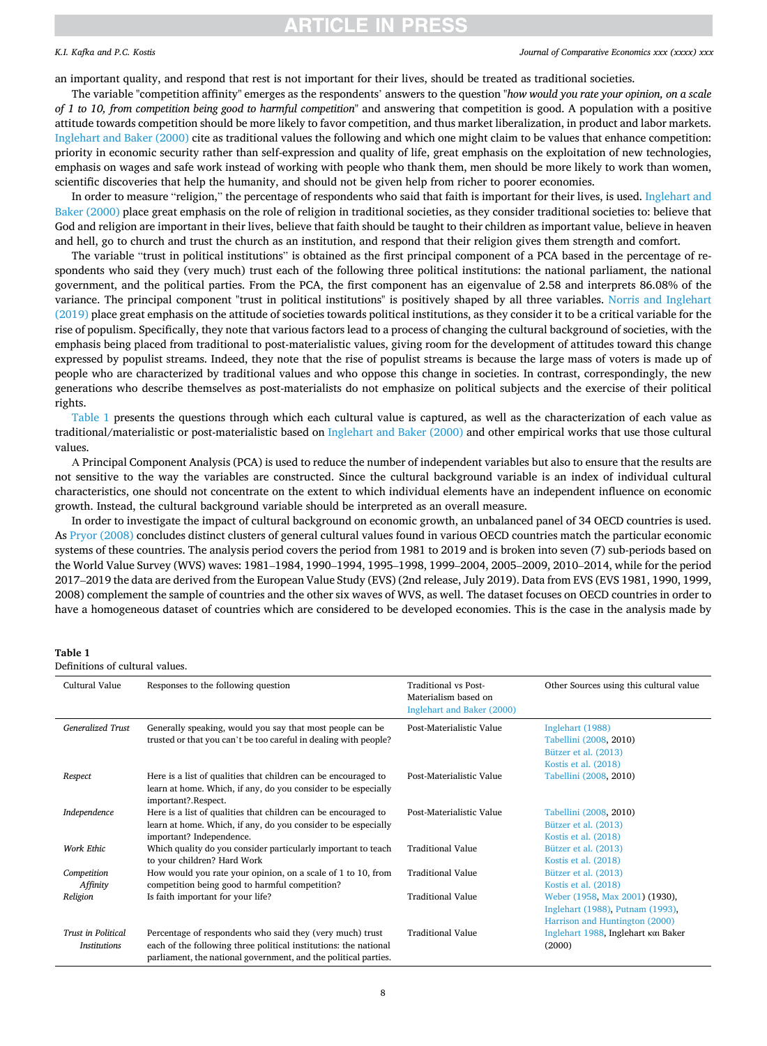an important quality, and respond that rest is not important for their lives, should be treated as traditional societies.

The variable "competition affinity" emerges as the respondents' answers to the question "*how would you rate your opinion, on a scale of 1 to 10, from competition being good to harmful competition*" and answering that competition is good. A population with a positive attitude towards competition should be more likely to favor competition, and thus market liberalization, in product and labor markets. Inglehart and Baker (2000) cite as traditional values the following and which one might claim to be values that enhance competition: priority in economic security rather than self-expression and quality of life, great emphasis on the exploitation of new technologies, emphasis on wages and safe work instead of working with people who thank them, men should be more likely to work than women, scientific discoveries that help the humanity, and should not be given help from richer to poorer economies.

In order to measure "religion," the percentage of respondents who said that faith is important for their lives, is used. Inglehart and Baker (2000) place great emphasis on the role of religion in traditional societies, as they consider traditional societies to: believe that God and religion are important in their lives, believe that faith should be taught to their children as important value, believe in heaven and hell, go to church and trust the church as an institution, and respond that their religion gives them strength and comfort.

The variable "trust in political institutions" is obtained as the first principal component of a PCA based in the percentage of respondents who said they (very much) trust each of the following three political institutions: the national parliament, the national government, and the political parties. From the PCA, the first component has an eigenvalue of 2.58 and interprets 86.08% of the variance. The principal component "trust in political institutions" is positively shaped by all three variables. Norris and Inglehart (2019) place great emphasis on the attitude of societies towards political institutions, as they consider it to be a critical variable for the rise of populism. Specifically, they note that various factors lead to a process of changing the cultural background of societies, with the emphasis being placed from traditional to post-materialistic values, giving room for the development of attitudes toward this change expressed by populist streams. Indeed, they note that the rise of populist streams is because the large mass of voters is made up of people who are characterized by traditional values and who oppose this change in societies. In contrast, correspondingly, the new generations who describe themselves as post-materialists do not emphasize on political subjects and the exercise of their political rights.

Table 1 presents the questions through which each cultural value is captured, as well as the characterization of each value as traditional/materialistic or post-materialistic based on Inglehart and Baker (2000) and other empirical works that use those cultural values.

A Principal Component Analysis (PCA) is used to reduce the number of independent variables but also to ensure that the results are not sensitive to the way the variables are constructed. Since the cultural background variable is an index of individual cultural characteristics, one should not concentrate on the extent to which individual elements have an independent influence on economic growth. Instead, the cultural background variable should be interpreted as an overall measure.

In order to investigate the impact of cultural background on economic growth, an unbalanced panel of 34 OECD countries is used. As Pryor (2008) concludes distinct clusters of general cultural values found in various OECD countries match the particular economic systems of these countries. The analysis period covers the period from 1981 to 2019 and is broken into seven (7) sub-periods based on the World Value Survey (WVS) waves: 1981–1984, 1990–1994, 1995–1998, 1999–2004, 2005–2009, 2010–2014, while for the period 2017–2019 the data are derived from the European Value Study (EVS) (2nd release, July 2019). Data from EVS (EVS 1981, 1990, 1999, 2008) complement the sample of countries and the other six waves of WVS, as well. The dataset focuses on OECD countries in order to have a homogeneous dataset of countries which are considered to be developed economies. This is the case in the analysis made by

**Table 1**
Definitions of cultural values.

| Cultural Value | Responses to the following question | Traditional vs Post-Materialism based on Inglehart and Baker (2000) | Other Sources using this cultural value |
|---|---|---|---|
| *Generalized Trust* | Generally speaking, would you say that most people can be trusted or that you can`t be too careful in dealing with people? | Post-Materialistic Value | Inglehart (1988)<br>Tabellini (2008, 2010)<br>Bützer et al. (2013)<br>Kostis et al. (2018) |
| *Respect* | Here is a list of qualities that children can be encouraged to learn at home. Which, if any, do you consider to be especially important?.Respect. | Post-Materialistic Value | Tabellini (2008, 2010) |
| *Independence* | Here is a list of qualities that children can be encouraged to learn at home. Which, if any, do you consider to be especially important? Independence. | Post-Materialistic Value | Tabellini (2008, 2010)<br>Bützer et al. (2013)<br>Kostis et al. (2018) |
| *Work Ethic* | Which quality do you consider particularly important to teach to your children? Hard Work | Traditional Value | Bützer et al. (2013)<br>Kostis et al. (2018) |
| *Competition Affinity* | How would you rate your opinion, on a scale of 1 to 10, from competition being good to harmful competition? | Traditional Value | Bützer et al. (2013)<br>Kostis et al. (2018) |
| *Religion* | Is faith important for your life? | Traditional Value | Weber (1958, Max 2001) (1930),<br>Inglehart (1988), Putnam (1993),<br>Harrison and Huntington (2000) |
| *Trust in Political Institutions* | Percentage of respondents who said they (very much) trust each of the following three political institutions: the national parliament, the national government, and the political parties. | Traditional Value | Inglehart 1988, Inglehart και Baker (2000) |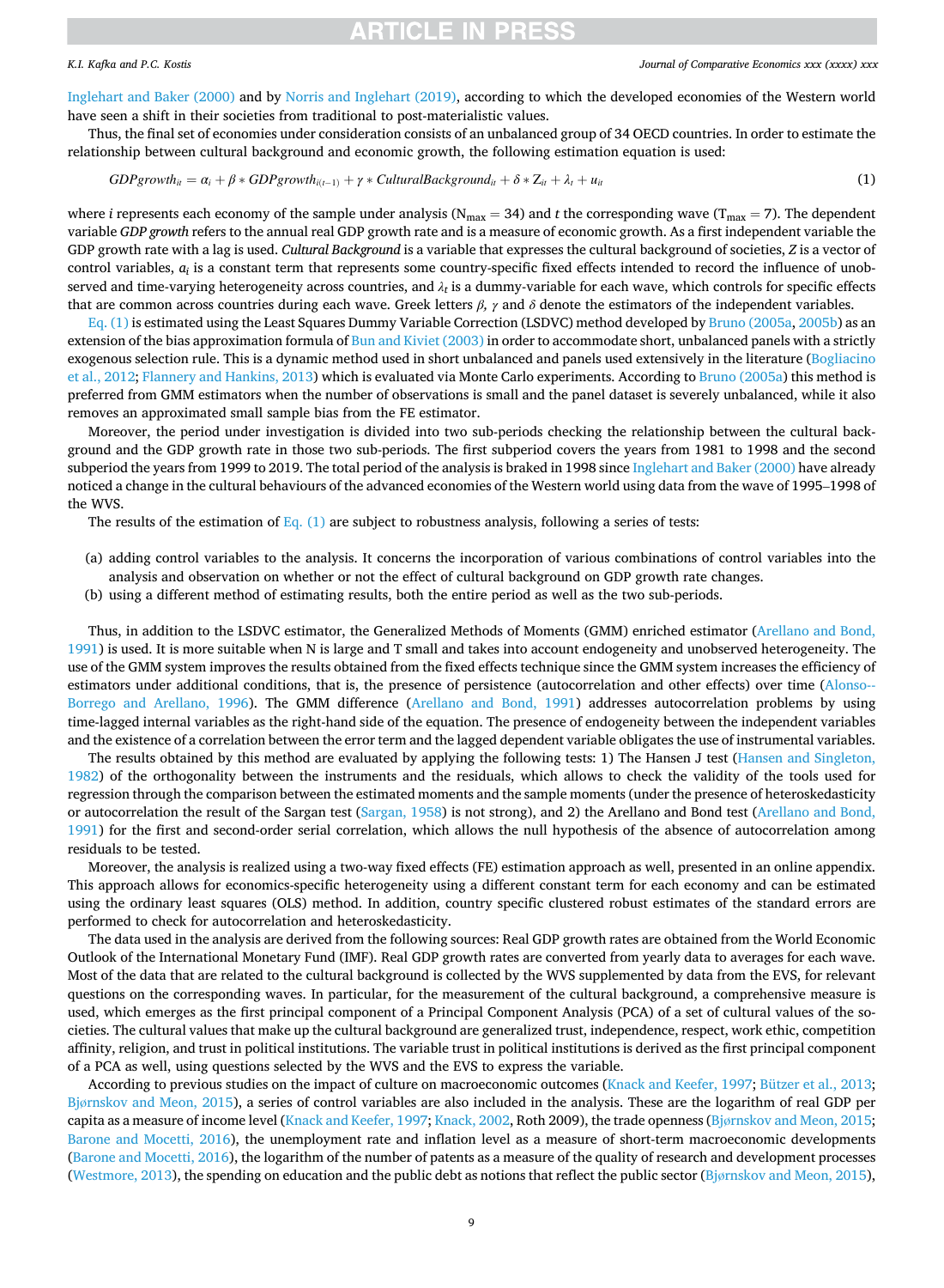Inglehart and Baker (2000) and by Norris and Inglehart (2019), according to which the developed economies of the Western world have seen a shift in their societies from traditional to post-materialistic values.

Thus, the final set of economies under consideration consists of an unbalanced group of 34 OECD countries. In order to estimate the relationship between cultural background and economic growth, the following estimation equation is used:

$$GDPgrowth_{it} = \alpha_i + \beta * GDPgrowth_{i(t-1)} + \gamma * CulturalBackground_{it} + \delta * Z_{it} + \lambda_t + u_{it} \tag{1}$$

where $i$ represents each economy of the sample under analysis ($N_{max} = 34$) and $t$ the corresponding wave ($T_{max} = 7$). The dependent variable *GDP growth* refers to the annual real GDP growth rate and is a measure of economic growth. As a first independent variable the GDP growth rate with a lag is used. *Cultural Background* is a variable that expresses the cultural background of societies, $Z$ is a vector of control variables, $\alpha_i$ is a constant term that represents some country-specific fixed effects intended to record the influence of unobserved and time-varying heterogeneity across countries, and $\lambda_t$ is a dummy-variable for each wave, which controls for specific effects that are common across countries during each wave. Greek letters $\beta$, $\gamma$ and $\delta$ denote the estimators of the independent variables.

Eq. (1) is estimated using the Least Squares Dummy Variable Correction (LSDVC) method developed by Bruno (2005a, 2005b) as an extension of the bias approximation formula of Bun and Kiviet (2003) in order to accommodate short, unbalanced panels with a strictly exogenous selection rule. This is a dynamic method used in short unbalanced and panels used extensively in the literature (Bogliacino et al., 2012; Flannery and Hankins, 2013) which is evaluated via Monte Carlo experiments. According to Bruno (2005a) this method is preferred from GMM estimators when the number of observations is small and the panel dataset is severely unbalanced, while it also removes an approximated small sample bias from the FE estimator.

Moreover, the period under investigation is divided into two sub-periods checking the relationship between the cultural background and the GDP growth rate in those two sub-periods. The first subperiod covers the years from 1981 to 1998 and the second subperiod the years from 1999 to 2019. The total period of the analysis is braked in 1998 since Inglehart and Baker (2000) have already noticed a change in the cultural behaviours of the advanced economies of the Western world using data from the wave of 1995–1998 of the WVS.

The results of the estimation of Eq. (1) are subject to robustness analysis, following a series of tests:

(a) adding control variables to the analysis. It concerns the incorporation of various combinations of control variables into the analysis and observation on whether or not the effect of cultural background on GDP growth rate changes.
(b) using a different method of estimating results, both the entire period as well as the two sub-periods.

Thus, in addition to the LSDVC estimator, the Generalized Methods of Moments (GMM) enriched estimator (Arellano and Bond, 1991) is used. It is more suitable when N is large and T small and takes into account endogeneity and unobserved heterogeneity. The use of the GMM system improves the results obtained from the fixed effects technique since the GMM system increases the efficiency of estimators under additional conditions, that is, the presence of persistence (autocorrelation and other effects) over time (Alonso-Borrego and Arellano, 1996). The GMM difference (Arellano and Bond, 1991) addresses autocorrelation problems by using time-lagged internal variables as the right-hand side of the equation. The presence of endogeneity between the independent variables and the existence of a correlation between the error term and the lagged dependent variable obligates the use of instrumental variables.

The results obtained by this method are evaluated by applying the following tests: 1) The Hansen J test (Hansen and Singleton, 1982) of the orthogonality between the instruments and the residuals, which allows to check the validity of the tools used for regression through the comparison between the estimated moments and the sample moments (under the presence of heteroskedasticity or autocorrelation the result of the Sargan test (Sargan, 1958) is not strong), and 2) the Arellano and Bond test (Arellano and Bond, 1991) for the first and second-order serial correlation, which allows the null hypothesis of the absence of autocorrelation among residuals to be tested.

Moreover, the analysis is realized using a two-way fixed effects (FE) estimation approach as well, presented in an online appendix. This approach allows for economics-specific heterogeneity using a different constant term for each economy and can be estimated using the ordinary least squares (OLS) method. In addition, country specific clustered robust estimates of the standard errors are performed to check for autocorrelation and heteroskedasticity.

The data used in the analysis are derived from the following sources: Real GDP growth rates are obtained from the World Economic Outlook of the International Monetary Fund (IMF). Real GDP growth rates are converted from yearly data to averages for each wave. Most of the data that are related to the cultural background is collected by the WVS supplemented by data from the EVS, for relevant questions on the corresponding waves. In particular, for the measurement of the cultural background, a comprehensive measure is used, which emerges as the first principal component of a Principal Component Analysis (PCA) of a set of cultural values of the societies. The cultural values that make up the cultural background are generalized trust, independence, respect, work ethic, competition affinity, religion, and trust in political institutions. The variable trust in political institutions is derived as the first principal component of a PCA as well, using questions selected by the WVS and the EVS to express the variable.

According to previous studies on the impact of culture on macroeconomic outcomes (Knack and Keefer, 1997; Bützer et al., 2013; Bjørnskov and Meon, 2015), a series of control variables are also included in the analysis. These are the logarithm of real GDP per capita as a measure of income level (Knack and Keefer, 1997; Knack, 2002, Roth 2009), the trade openness (Bjørnskov and Meon, 2015; Barone and Mocetti, 2016), the unemployment rate and inflation level as a measure of short-term macroeconomic developments (Barone and Mocetti, 2016), the logarithm of the number of patents as a measure of the quality of research and development processes (Westmore, 2013), the spending on education and the public debt as notions that reflect the public sector (Bjørnskov and Meon, 2015),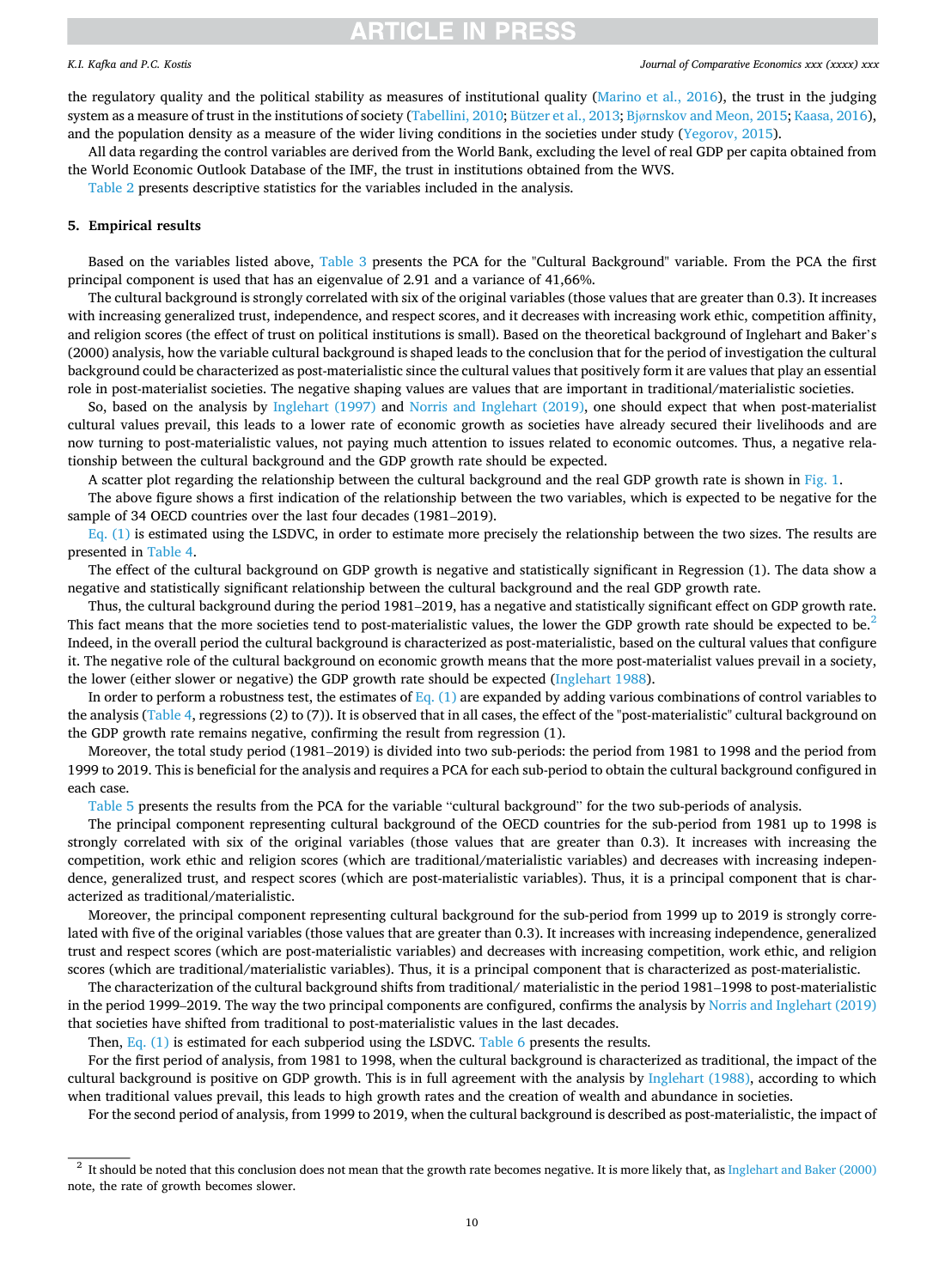the regulatory quality and the political stability as measures of institutional quality (Marino et al., 2016), the trust in the judging system as a measure of trust in the institutions of society (Tabellini, 2010; Bützer et al., 2013; Bjørnskov and Meon, 2015; Kaasa, 2016), and the population density as a measure of the wider living conditions in the societies under study (Yegorov, 2015).

All data regarding the control variables are derived from the World Bank, excluding the level of real GDP per capita obtained from the World Economic Outlook Database of the IMF, the trust in institutions obtained from the WVS.

Table 2 presents descriptive statistics for the variables included in the analysis.

## 5. Empirical results

Based on the variables listed above, Table 3 presents the PCA for the "Cultural Background" variable. From the PCA the first principal component is used that has an eigenvalue of 2.91 and a variance of 41,66%.

The cultural background is strongly correlated with six of the original variables (those values that are greater than 0.3). It increases with increasing generalized trust, independence, and respect scores, and it decreases with increasing work ethic, competition affinity, and religion scores (the effect of trust on political institutions is small). Based on the theoretical background of Inglehart and Baker's (2000) analysis, how the variable cultural background is shaped leads to the conclusion that for the period of investigation the cultural background could be characterized as post-materialistic since the cultural values that positively form it are values that play an essential role in post-materialist societies. The negative shaping values are values that are important in traditional/materialistic societies.

So, based on the analysis by Inglehart (1997) and Norris and Inglehart (2019), one should expect that when post-materialist cultural values prevail, this leads to a lower rate of economic growth as societies have already secured their livelihoods and are now turning to post-materialistic values, not paying much attention to issues related to economic outcomes. Thus, a negative relationship between the cultural background and the GDP growth rate should be expected.

A scatter plot regarding the relationship between the cultural background and the real GDP growth rate is shown in Fig. 1.

The above figure shows a first indication of the relationship between the two variables, which is expected to be negative for the sample of 34 OECD countries over the last four decades (1981–2019).

Eq. (1) is estimated using the LSDVC, in order to estimate more precisely the relationship between the two sizes. The results are presented in Table 4.

The effect of the cultural background on GDP growth is negative and statistically significant in Regression (1). The data show a negative and statistically significant relationship between the cultural background and the real GDP growth rate.

Thus, the cultural background during the period 1981–2019, has a negative and statistically significant effect on GDP growth rate. This fact means that the more societies tend to post-materialistic values, the lower the GDP growth rate should be expected to be.[2] Indeed, in the overall period the cultural background is characterized as post-materialistic, based on the cultural values that configure it. The negative role of the cultural background on economic growth means that the more post-materialist values prevail in a society, the lower (either slower or negative) the GDP growth rate should be expected (Inglehart 1988).

In order to perform a robustness test, the estimates of Eq. (1) are expanded by adding various combinations of control variables to the analysis (Table 4, regressions (2) to (7)). It is observed that in all cases, the effect of the "post-materialistic" cultural background on the GDP growth rate remains negative, confirming the result from regression (1).

Moreover, the total study period (1981–2019) is divided into two sub-periods: the period from 1981 to 1998 and the period from 1999 to 2019. This is beneficial for the analysis and requires a PCA for each sub-period to obtain the cultural background configured in each case.

Table 5 presents the results from the PCA for the variable "cultural background" for the two sub-periods of analysis.

The principal component representing cultural background of the OECD countries for the sub-period from 1981 up to 1998 is strongly correlated with six of the original variables (those values that are greater than 0.3). It increases with increasing the competition, work ethic and religion scores (which are traditional/materialistic variables) and decreases with increasing independence, generalized trust, and respect scores (which are post-materialistic variables). Thus, it is a principal component that is characterized as traditional/materialistic.

Moreover, the principal component representing cultural background for the sub-period from 1999 up to 2019 is strongly correlated with five of the original variables (those values that are greater than 0.3). It increases with increasing independence, generalized trust and respect scores (which are post-materialistic variables) and decreases with increasing competition, work ethic, and religion scores (which are traditional/materialistic variables). Thus, it is a principal component that is characterized as post-materialistic.

The characterization of the cultural background shifts from traditional/ materialistic in the period 1981–1998 to post-materialistic in the period 1999–2019. The way the two principal components are configured, confirms the analysis by Norris and Inglehart (2019) that societies have shifted from traditional to post-materialistic values in the last decades.

Then, Eq. (1) is estimated for each subperiod using the LSDVC. Table 6 presents the results.

For the first period of analysis, from 1981 to 1998, when the cultural background is characterized as traditional, the impact of the cultural background is positive on GDP growth. This is in full agreement with the analysis by Inglehart (1988), according to which when traditional values prevail, this leads to high growth rates and the creation of wealth and abundance in societies.

For the second period of analysis, from 1999 to 2019, when the cultural background is described as post-materialistic, the impact of

---

[2] It should be noted that this conclusion does not mean that the growth rate becomes negative. It is more likely that, as Inglehart and Baker (2000) note, the rate of growth becomes slower.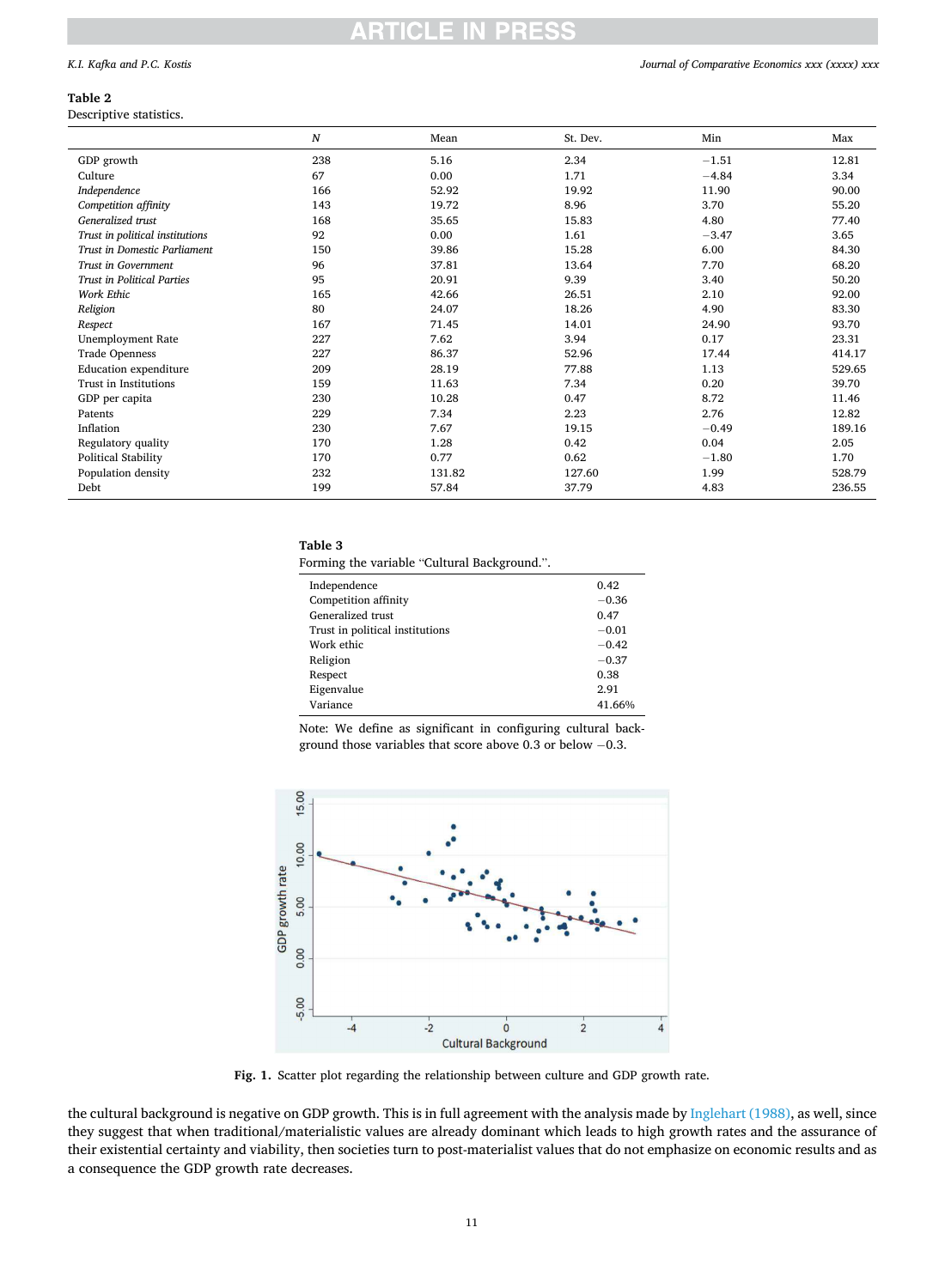**Table 2**
Descriptive statistics.

| | N | Mean | St. Dev. | Min | Max |
|---|---|---|---|---|---|
| GDP growth | 238 | 5.16 | 2.34 | −1.51 | 12.81 |
| Culture | 67 | 0.00 | 1.71 | −4.84 | 3.34 |
| *Independence* | 166 | 52.92 | 19.92 | 11.90 | 90.00 |
| *Competition affinity* | 143 | 19.72 | 8.96 | 3.70 | 55.20 |
| *Generalized trust* | 168 | 35.65 | 15.83 | 4.80 | 77.40 |
| *Trust in political institutions* | 92 | 0.00 | 1.61 | −3.47 | 3.65 |
| *Trust in Domestic Parliament* | 150 | 39.86 | 15.28 | 6.00 | 84.30 |
| *Trust in Government* | 96 | 37.81 | 13.64 | 7.70 | 68.20 |
| *Trust in Political Parties* | 95 | 20.91 | 9.39 | 3.40 | 50.20 |
| *Work Ethic* | 165 | 42.66 | 26.51 | 2.10 | 92.00 |
| *Religion* | 80 | 24.07 | 18.26 | 4.90 | 83.30 |
| *Respect* | 167 | 71.45 | 14.01 | 24.90 | 93.70 |
| Unemployment Rate | 227 | 7.62 | 3.94 | 0.17 | 23.31 |
| Trade Openness | 227 | 86.37 | 52.96 | 17.44 | 414.17 |
| Education expenditure | 209 | 28.19 | 77.88 | 1.13 | 529.65 |
| Trust in Institutions | 159 | 11.63 | 7.34 | 0.20 | 39.70 |
| GDP per capita | 230 | 10.28 | 0.47 | 8.72 | 11.46 |
| Patents | 229 | 7.34 | 2.23 | 2.76 | 12.82 |
| Inflation | 230 | 7.67 | 19.15 | −0.49 | 189.16 |
| Regulatory quality | 170 | 1.28 | 0.42 | 0.04 | 2.05 |
| Political Stability | 170 | 0.77 | 0.62 | −1.80 | 1.70 |
| Population density | 232 | 131.82 | 127.60 | 1.99 | 528.79 |
| Debt | 199 | 57.84 | 37.79 | 4.83 | 236.55 |

**Table 3**
Forming the variable "Cultural Background.".

| | |
|---|---|
| Independence | 0.42 |
| Competition affinity | −0.36 |
| Generalized trust | 0.47 |
| Trust in political institutions | −0.01 |
| Work ethic | −0.42 |
| Religion | −0.37 |
| Respect | 0.38 |
| Eigenvalue | 2.91 |
| Variance | 41.66% |

Note: We define as significant in configuring cultural background those variables that score above 0.3 or below −0.3.

**Fig. 1.** Scatter plot regarding the relationship between culture and GDP growth rate.

the cultural background is negative on GDP growth. This is in full agreement with the analysis made by Inglehart (1988), as well, since they suggest that when traditional/materialistic values are already dominant which leads to high growth rates and the assurance of their existential certainty and viability, then societies turn to post-materialist values that do not emphasize on economic results and as a consequence the GDP growth rate decreases.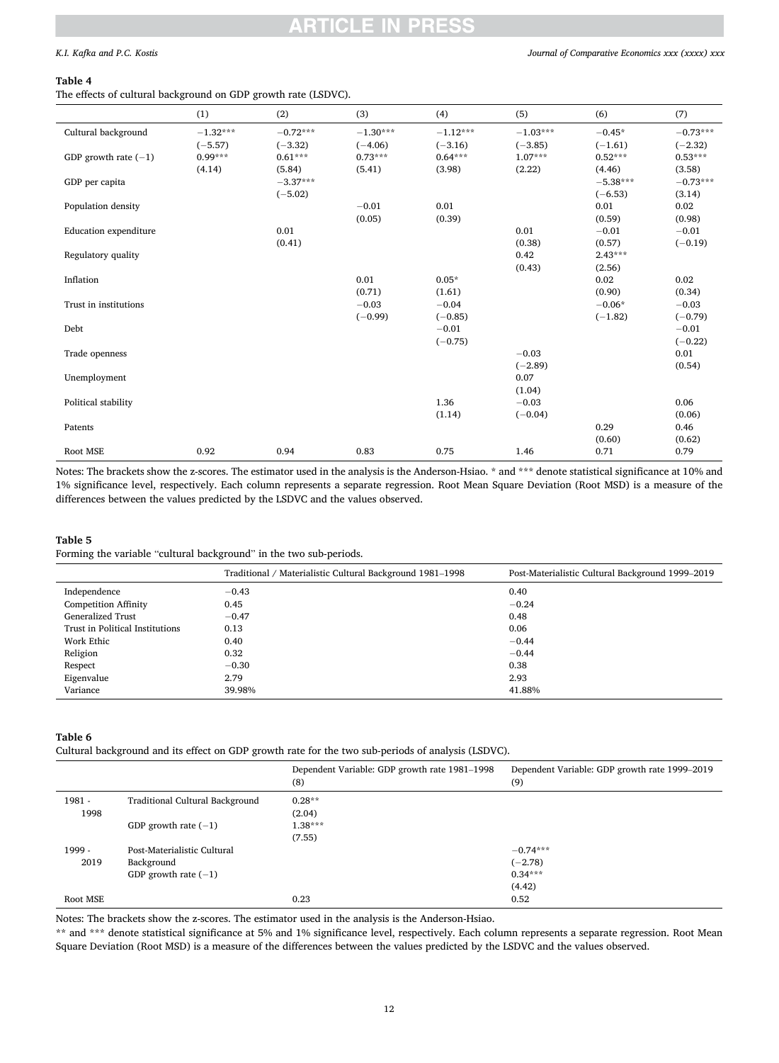**Table 4**

The effects of cultural background on GDP growth rate (LSDVC).

| | (1) | (2) | (3) | (4) | (5) | (6) | (7) |
|---|---|---|---|---|---|---|---|
| Cultural background | −1.32*** | −0.72*** | −1.30*** | −1.12*** | −1.03*** | −0.45* | −0.73*** |
| | (−5.57) | (−3.32) | (−4.06) | (−3.16) | (−3.85) | (−1.61) | (−2.32) |
| GDP growth rate (−1) | 0.99*** | 0.61*** | 0.73*** | 0.64*** | 1.07*** | 0.52*** | 0.53*** |
| | (4.14) | (5.84) | (5.41) | (3.98) | (2.22) | (4.46) | (3.58) |
| GDP per capita | | −3.37*** | | | | −5.38*** | −0.73*** |
| | | (−5.02) | | | | (−6.53) | (3.14) |
| Population density | | | −0.01 | 0.01 | | 0.01 | 0.02 |
| | | | (0.05) | (0.39) | | (0.59) | (0.98) |
| Education expenditure | | 0.01 | | | 0.01 | −0.01 | −0.01 |
| | | (0.41) | | | (0.38) | (0.57) | (−0.19) |
| Regulatory quality | | | | | 0.42 | 2.43*** | |
| | | | | | (0.43) | (2.56) | |
| Inflation | | | 0.01 | 0.05* | | 0.02 | 0.02 |
| | | | (0.71) | (1.61) | | (0.90) | (0.34) |
| Trust in institutions | | | −0.03 | −0.04 | | −0.06* | −0.03 |
| | | | (−0.99) | (−0.85) | | (−1.82) | (−0.79) |
| Debt | | | | −0.01 | | | −0.01 |
| | | | | (−0.75) | | | (−0.22) |
| Trade openness | | | | | −0.03 | | 0.01 |
| | | | | | (−2.89) | | (0.54) |
| Unemployment | | | | | 0.07 | | |
| | | | | | (1.04) | | |
| Political stability | | | | 1.36 | −0.03 | | 0.06 |
| | | | | (1.14) | (−0.04) | | (0.06) |
| Patents | | | | | | 0.29 | 0.46 |
| | | | | | | (0.60) | (0.62) |
| Root MSE | 0.92 | 0.94 | 0.83 | 0.75 | 1.46 | 0.71 | 0.79 |

Notes: The brackets show the z-scores. The estimator used in the analysis is the Anderson-Hsiao. * and *** denote statistical significance at 10% and 1% significance level, respectively. Each column represents a separate regression. Root Mean Square Deviation (Root MSD) is a measure of the differences between the values predicted by the LSDVC and the values observed.

**Table 5**

Forming the variable "cultural background" in the two sub-periods.

| | Traditional / Materialistic Cultural Background 1981–1998 | Post-Materialistic Cultural Background 1999–2019 |
|---|---|---|
| Independence | −0.43 | 0.40 |
| Competition Affinity | 0.45 | −0.24 |
| Generalized Trust | −0.47 | 0.48 |
| Trust in Political Institutions | 0.13 | 0.06 |
| Work Ethic | 0.40 | −0.44 |
| Religion | 0.32 | −0.44 |
| Respect | −0.30 | 0.38 |
| Eigenvalue | 2.79 | 2.93 |
| Variance | 39.98% | 41.88% |

**Table 6**

Cultural background and its effect on GDP growth rate for the two sub-periods of analysis (LSDVC).

| | | Dependent Variable: GDP growth rate 1981–1998 (8) | Dependent Variable: GDP growth rate 1999–2019 (9) |
|---|---|---|---|
| 1981 - 1998 | Traditional Cultural Background | 0.28** | |
| | | (2.04) | |
| | GDP growth rate (−1) | 1.38*** | |
| | | (7.55) | |
| 1999 - 2019 | Post-Materialistic Cultural Background | | −0.74*** |
| | | | (−2.78) |
| | GDP growth rate (−1) | | 0.34*** |
| | | | (4.42) |
| Root MSE | | 0.23 | 0.52 |

Notes: The brackets show the z-scores. The estimator used in the analysis is the Anderson-Hsiao.

** and *** denote statistical significance at 5% and 1% significance level, respectively. Each column represents a separate regression. Root Mean Square Deviation (Root MSD) is a measure of the differences between the values predicted by the LSDVC and the values observed.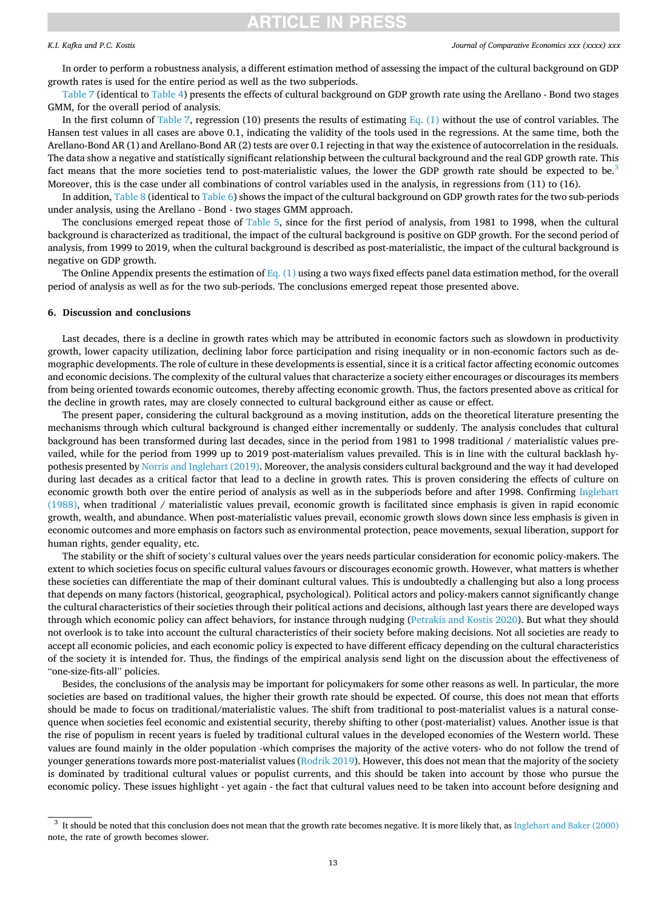In order to perform a robustness analysis, a different estimation method of assessing the impact of the cultural background on GDP growth rates is used for the entire period as well as the two subperiods.

Table 7 (identical to Table 4) presents the effects of cultural background on GDP growth rate using the Arellano - Bond two stages GMM, for the overall period of analysis.

In the first column of Table 7, regression (10) presents the results of estimating Eq. (1) without the use of control variables. The Hansen test values in all cases are above 0.1, indicating the validity of the tools used in the regressions. At the same time, both the Arellano-Bond AR (1) and Arellano-Bond AR (2) tests are over 0.1 rejecting in that way the existence of autocorrelation in the residuals. The data show a negative and statistically significant relationship between the cultural background and the real GDP growth rate. This fact means that the more societies tend to post-materialistic values, the lower the GDP growth rate should be expected to be.[3] Moreover, this is the case under all combinations of control variables used in the analysis, in regressions from (11) to (16).

In addition, Table 8 (identical to Table 6) shows the impact of the cultural background on GDP growth rates for the two sub-periods under analysis, using the Arellano - Bond - two stages GMM approach.

The conclusions emerged repeat those of Table 5, since for the first period of analysis, from 1981 to 1998, when the cultural background is characterized as traditional, the impact of the cultural background is positive on GDP growth. For the second period of analysis, from 1999 to 2019, when the cultural background is described as post-materialistic, the impact of the cultural background is negative on GDP growth.

The Online Appendix presents the estimation of Eq. (1) using a two ways fixed effects panel data estimation method, for the overall period of analysis as well as for the two sub-periods. The conclusions emerged repeat those presented above.

## 6. Discussion and conclusions

Last decades, there is a decline in growth rates which may be attributed in economic factors such as slowdown in productivity growth, lower capacity utilization, declining labor force participation and rising inequality or in non-economic factors such as demographic developments. The role of culture in these developments is essential, since it is a critical factor affecting economic outcomes and economic decisions. The complexity of the cultural values that characterize a society either encourages or discourages its members from being oriented towards economic outcomes, thereby affecting economic growth. Thus, the factors presented above as critical for the decline in growth rates, may are closely connected to cultural background either as cause or effect.

The present paper, considering the cultural background as a moving institution, adds on the theoretical literature presenting the mechanisms through which cultural background is changed either incrementally or suddenly. The analysis concludes that cultural background has been transformed during last decades, since in the period from 1981 to 1998 traditional / materialistic values prevailed, while for the period from 1999 up to 2019 post-materialism values prevailed. This is in line with the cultural backlash hypothesis presented by Norris and Inglehart (2019). Moreover, the analysis considers cultural background and the way it had developed during last decades as a critical factor that lead to a decline in growth rates. This is proven considering the effects of culture on economic growth both over the entire period of analysis as well as in the subperiods before and after 1998. Confirming Inglehart (1988), when traditional / materialistic values prevail, economic growth is facilitated since emphasis is given in rapid economic growth, wealth, and abundance. When post-materialistic values prevail, economic growth slows down since less emphasis is given in economic outcomes and more emphasis on factors such as environmental protection, peace movements, sexual liberation, support for human rights, gender equality, etc.

The stability or the shift of society's cultural values over the years needs particular consideration for economic policy-makers. The extent to which societies focus on specific cultural values favours or discourages economic growth. However, what matters is whether these societies can differentiate the map of their dominant cultural values. This is undoubtedly a challenging but also a long process that depends on many factors (historical, geographical, psychological). Political actors and policy-makers cannot significantly change the cultural characteristics of their societies through their political actions and decisions, although last years there are developed ways through which economic policy can affect behaviors, for instance through nudging (Petrakis and Kostis 2020). But what they should not overlook is to take into account the cultural characteristics of their society before making decisions. Not all societies are ready to accept all economic policies, and each economic policy is expected to have different efficacy depending on the cultural characteristics of the society it is intended for. Thus, the findings of the empirical analysis send light on the discussion about the effectiveness of "one-size-fits-all" policies.

Besides, the conclusions of the analysis may be important for policymakers for some other reasons as well. In particular, the more societies are based on traditional values, the higher their growth rate should be expected. Of course, this does not mean that efforts should be made to focus on traditional/materialistic values. The shift from traditional to post-materialist values is a natural consequence when societies feel economic and existential security, thereby shifting to other (post-materialist) values. Another issue is that the rise of populism in recent years is fueled by traditional cultural values in the developed economies of the Western world. These values are found mainly in the older population -which comprises the majority of the active voters- who do not follow the trend of younger generations towards more post-materialist values (Rodrik 2019). However, this does not mean that the majority of the society is dominated by traditional cultural values or populist currents, and this should be taken into account by those who pursue the economic policy. These issues highlight - yet again - the fact that cultural values need to be taken into account before designing and

[3] It should be noted that this conclusion does not mean that the growth rate becomes negative. It is more likely that, as Inglehart and Baker (2000) note, the rate of growth becomes slower.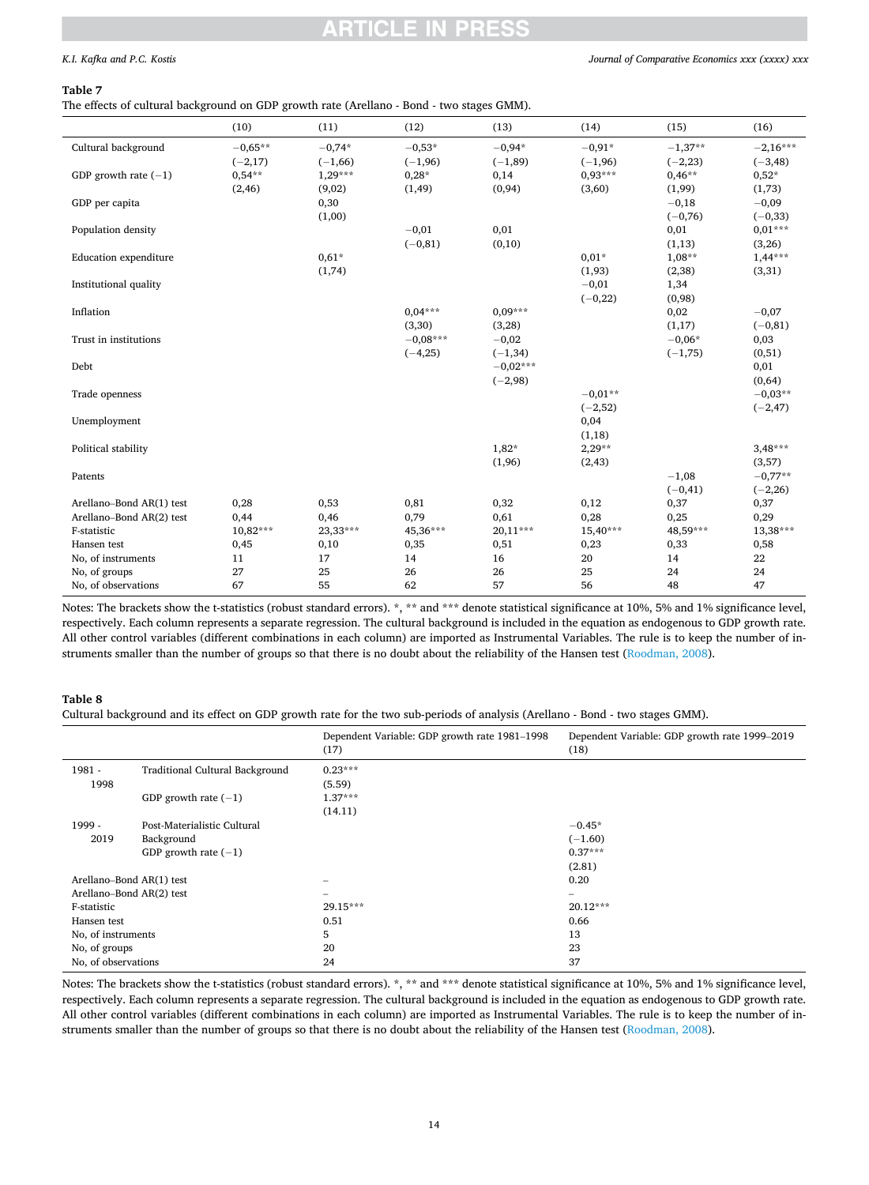**Table 7**

The effects of cultural background on GDP growth rate (Arellano - Bond - two stages GMM).

| | (10) | (11) | (12) | (13) | (14) | (15) | (16) |
|---|---|---|---|---|---|---|---|
| Cultural background | −0,65** | −0,74* | −0,53* | −0,94* | −0,91* | −1,37** | −2,16*** |
| | (−2,17) | (−1,66) | (−1,96) | (−1,89) | (−1,96) | (−2,23) | (−3,48) |
| GDP growth rate (−1) | 0,54** | 1,29*** | 0,28* | 0,14 | 0,93*** | 0,46** | 0,52* |
| | (2,46) | (9,02) | (1,49) | (0,94) | (3,60) | (1,99) | (1,73) |
| GDP per capita | | 0,30 | | | | −0,18 | −0,09 |
| | | (1,00) | | | | (−0,76) | (−0,33) |
| Population density | | | −0,01 | 0,01 | | 0,01 | 0,01*** |
| | | | (−0,81) | (0,10) | | (1,13) | (3,26) |
| Education expenditure | | 0,61* | | | 0,01* | 1,08** | 1,44*** |
| | | (1,74) | | | (1,93) | (2,38) | (3,31) |
| Institutional quality | | | | | −0,01 | 1,34 | |
| | | | | | (−0,22) | (0,98) | |
| Inflation | | | 0,04*** | 0,09*** | | 0,02 | −0,07 |
| | | | (3,30) | (3,28) | | (1,17) | (−0,81) |
| Trust in institutions | | | −0,08*** | −0,02 | | −0,06* | 0,03 |
| | | | (−4,25) | (−1,34) | | (−1,75) | (0,51) |
| Debt | | | | −0,02*** | | | 0,01 |
| | | | | (−2,98) | | | (0,64) |
| Trade openness | | | | | −0,01** | | −0,03** |
| | | | | | (−2,52) | | (−2,47) |
| Unemployment | | | | | 0,04 | | |
| | | | | | (1,18) | | |
| Political stability | | | | 1,82* | 2,29** | | 3,48*** |
| | | | | (1,96) | (2,43) | | (3,57) |
| Patents | | | | | | −1,08 | −0,77** |
| | | | | | | (−0,41) | (−2,26) |
| Arellano–Bond AR(1) test | 0,28 | 0,53 | 0,81 | 0,32 | 0,12 | 0,37 | 0,37 |
| Arellano–Bond AR(2) test | 0,44 | 0,46 | 0,79 | 0,61 | 0,28 | 0,25 | 0,29 |
| F-statistic | 10,82*** | 23,33*** | 45,36*** | 20,11*** | 15,40*** | 48,59*** | 13,38*** |
| Hansen test | 0,45 | 0,10 | 0,35 | 0,51 | 0,23 | 0,33 | 0,58 |
| No, of instruments | 11 | 17 | 14 | 16 | 20 | 14 | 22 |
| No, of groups | 27 | 25 | 26 | 26 | 25 | 24 | 24 |
| No, of observations | 67 | 55 | 62 | 57 | 56 | 48 | 47 |

Notes: The brackets show the t-statistics (robust standard errors). *, ** and *** denote statistical significance at 10%, 5% and 1% significance level, respectively. Each column represents a separate regression. The cultural background is included in the equation as endogenous to GDP growth rate. All other control variables (different combinations in each column) are imported as Instrumental Variables. The rule is to keep the number of instruments smaller than the number of groups so that there is no doubt about the reliability of the Hansen test (Roodman, 2008).

**Table 8**

Cultural background and its effect on GDP growth rate for the two sub-periods of analysis (Arellano - Bond - two stages GMM).

| | | Dependent Variable: GDP growth rate 1981–1998 (17) | Dependent Variable: GDP growth rate 1999–2019 (18) |
|---|---|---|---|
| 1981 - 1998 | Traditional Cultural Background | 0.23*** | |
| | | (5.59) | |
| | GDP growth rate (−1) | 1.37*** | |
| | | (14.11) | |
| 1999 - 2019 | Post-Materialistic Cultural Background | | −0.45* |
| | | | (−1.60) |
| | GDP growth rate (−1) | | 0.37*** |
| | | | (2.81) |
| Arellano–Bond AR(1) test | | – | 0.20 |
| Arellano–Bond AR(2) test | | – | – |
| F-statistic | | 29.15*** | 20.12*** |
| Hansen test | | 0.51 | 0.66 |
| No, of instruments | | 5 | 13 |
| No, of groups | | 20 | 23 |
| No, of observations | | 24 | 37 |

Notes: The brackets show the t-statistics (robust standard errors). *, ** and *** denote statistical significance at 10%, 5% and 1% significance level, respectively. Each column represents a separate regression. The cultural background is included in the equation as endogenous to GDP growth rate. All other control variables (different combinations in each column) are imported as Instrumental Variables. The rule is to keep the number of instruments smaller than the number of groups so that there is no doubt about the reliability of the Hansen test (Roodman, 2008).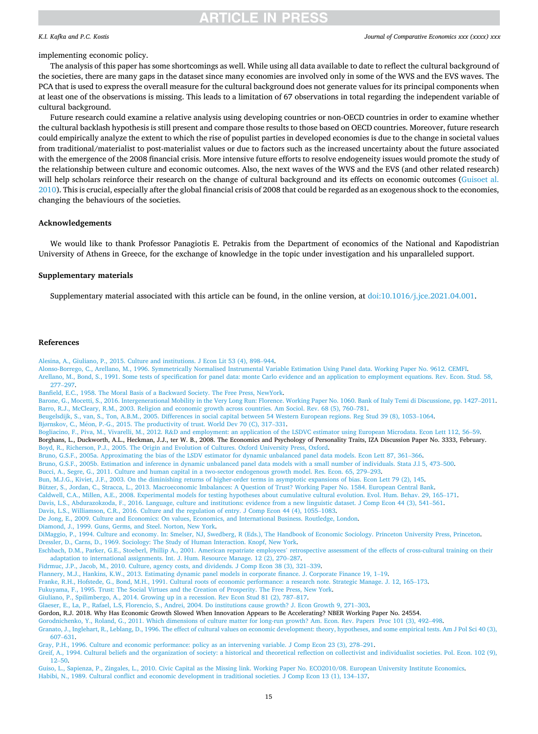implementing economic policy.

The analysis of this paper has some shortcomings as well. While using all data available to date to reflect the cultural background of the societies, there are many gaps in the dataset since many economies are involved only in some of the WVS and the EVS waves. The PCA that is used to express the overall measure for the cultural background does not generate values for its principal components when at least one of the observations is missing. This leads to a limitation of 67 observations in total regarding the independent variable of cultural background.

Future research could examine a relative analysis using developing countries or non-OECD countries in order to examine whether the cultural backlash hypothesis is still present and compare those results to those based on OECD countries. Moreover, future research could empirically analyze the extent to which the rise of populist parties in developed economies is due to the change in societal values from traditional/materialist to post-materialist values or due to factors such as the increased uncertainty about the future associated with the emergence of the 2008 financial crisis. More intensive future efforts to resolve endogeneity issues would promote the study of the relationship between culture and economic outcomes. Also, the next waves of the WVS and the EVS (and other related research) will help scholars reinforce their research on the change of cultural background and its effects on economic outcomes (Guisoet al. 2010). This is crucial, especially after the global financial crisis of 2008 that could be regarded as an exogenous shock to the economies, changing the behaviours of the societies.

## Acknowledgements

We would like to thank Professor Panagiotis E. Petrakis from the Department of economics of the National and Kapodistrian University of Athens in Greece, for the exchange of knowledge in the topic under investigation and his unparalleled support.

## Supplementary materials

Supplementary material associated with this article can be found, in the online version, at doi:10.1016/j.jce.2021.04.001.

## References

Alesina, A., Giuliano, P., 2015. Culture and institutions. J Econ Lit 53 (4), 898–944.
Alonso-Borrego, C., Arellano, M., 1996. Symmetrically Normalised Instrumental Variable Estimation Using Panel data. Working Paper No. 9612. CEMFI.
Arellano, M., Bond, S., 1991. Some tests of specification for panel data: monte Carlo evidence and an application to employment equations. Rev. Econ. Stud. 58, 277–297.
Banfield, E.C., 1958. The Moral Basis of a Backward Society. The Free Press, NewYork.
Barone, G., Mocetti, S., 2016. Intergenerational Mobility in the Very Long Run: Florence. Working Paper No. 1060. Bank of Italy Temi di Discussione, pp. 1427–2011.
Barro, R.J., McCleary, R.M., 2003. Religion and economic growth across countries. Am Sociol. Rev. 68 (5), 760–781.
Beugelsdijk, S., van, S., Ton, A.B.M., 2005. Differences in social capital between 54 Western European regions. Reg Stud 39 (8), 1053–1064.
Bjørnskov, C., Méon, P.-G., 2015. The productivity of trust. World Dev 70 (C), 317–331.
Bogliacino, F., Piva, M., Vivarelli, M., 2012. R&D and employment: an application of the LSDVC estimator using European Microdata. Econ Lett 112, 56–59.
Borghans, L., Duckworth, A.L., Heckman, J.J., ter W. B., 2008. The Economics and Psychology of Personality Traits, IZA Discussion Paper No. 3333, February.
Boyd, R., Richerson, P.J., 2005. The Origin and Evolution of Cultures. Oxford University Press, Oxford.
Bruno, G.S.F., 2005a. Approximating the bias of the LSDV estimator for dynamic unbalanced panel data models. Econ Lett 87, 361–366.
Bruno, G.S.F., 2005b. Estimation and inference in dynamic unbalanced panel data models with a small number of individuals. Stata J.l 5, 473–500.
Bucci, A., Segre, G., 2011. Culture and human capital in a two-sector endogenous growth model. Res. Econ. 65, 279–293.
Bun, M.J.G., Kiviet, J.F., 2003. On the diminishing returns of higher-order terms in asymptotic expansions of bias. Econ Lett 79 (2), 145.
Bützer, S., Jordan, C., Stracca, L., 2013. Macroeconomic Imbalances: A Question of Trust? Working Paper No. 1584. European Central Bank.
Caldwell, C.A., Millen, A.E., 2008. Experimental models for testing hypotheses about cumulative cultural evolution. Evol. Hum. Behav. 29, 165–171.
Davis, L.S., Abdurazokzoda, F., 2016. Language, culture and institutions: evidence from a new linguistic dataset. J Comp Econ 44 (3), 541–561.
Davis, L.S., Williamson, C.R., 2016. Culture and the regulation of entry. J Comp Econ 44 (4), 1055–1083.
De Jong, E., 2009. Culture and Economics: On values, Economics, and International Business. Routledge, London.
Diamond, J., 1999. Guns, Germs, and Steel. Norton, New York.
DiMaggio, P., 1994. Culture and economy. In: Smelser, NJ, Swedberg, R (Eds.), The Handbook of Economic Sociology. Princeton University Press, Princeton.
Dressler, D., Carns, D., 1969. Sociology: The Study of Human Interaction. Knopf, New York.
Eschbach, D.M., Parker, G.E., Stoeberl, Phillip A., 2001. American repatriate employees' retrospective assessment of the effects of cross-cultural training on their adaptation to international assignments. Int. J. Hum. Resource Manage. 12 (2), 270–287.
Fidrmuc, J.P., Jacob, M., 2010. Culture, agency costs, and dividends. J Comp Econ 38 (3), 321–339.
Flannery, M.J., Hankins, K.W., 2013. Estimating dynamic panel models in corporate finance. J. Corporate Finance 19, 1–19.
Franke, R.H., Hofstede, G., Bond, M.H., 1991. Cultural roots of economic performance: a research note. Strategic Manage. J. 12, 165–173.
Fukuyama, F., 1995. Trust: The Social Virtues and the Creation of Prosperity. The Free Press, New York.
Giuliano, P., Spilimbergo, A., 2014. Growing up in a recession. Rev Econ Stud 81 (2), 787–817.
Glaeser, E., La, P., Rafael, L.S, Florencio, S., Andrei, 2004. Do institutions cause growth? J. Econ Growth 9, 271–303.
Gordon, R.J. 2018. Why Has Economic Growth Slowed When Innovation Appears to Be Accelerating? NBER Working Paper No. 24554.
Gorodnichenko, Y., Roland, G., 2011. Which dimensions of culture matter for long-run growth? Am. Econ. Rev. Papers Proc 101 (3), 492–498.
Granato, J., Inglehart, R., Leblang, D., 1996. The effect of cultural values on economic development: theory, hypotheses, and some empirical tests. Am J Pol Sci 40 (3), 607–631.
Gray, P.H., 1996. Culture and economic performance: policy as an intervening variable. J Comp Econ 23 (3), 278–291.
Greif, A., 1994. Cultural beliefs and the organization of society: a historical and theoretical reflection on collectivist and individualist societies. Pol. Econ. 102 (9), 12–50.
Guiso, L., Sapienza, P., Zingales, L., 2010. Civic Capital as the Missing link. Working Paper No. ECO2010/08. European University Institute Economics.
Habibi, N., 1989. Cultural conflict and economic development in traditional societies. J Comp Econ 13 (1), 134–137.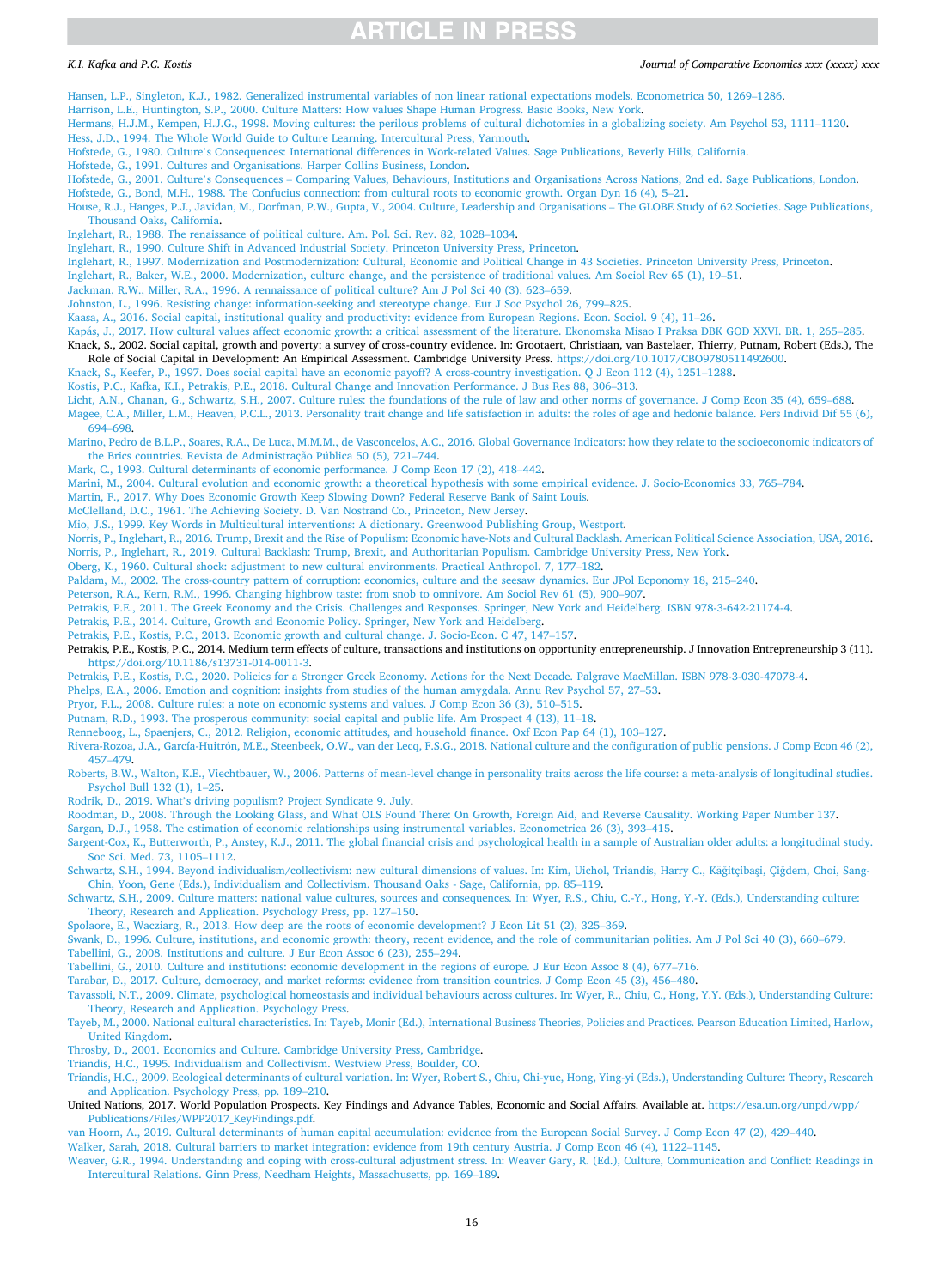Hansen, L.P., Singleton, K.J., 1982. Generalized instrumental variables of non linear rational expectations models. Econometrica 50, 1269–1286.

Harrison, L.E., Huntington, S.P., 2000. Culture Matters: How values Shape Human Progress. Basic Books, New York.

Hermans, H.J.M., Kempen, H.J.G., 1998. Moving cultures: the perilous problems of cultural dichotomies in a globalizing society. Am Psychol 53, 1111–1120.

Hess, J.D., 1994. The Whole World Guide to Culture Learning. Intercultural Press, Yarmouth.

Hofstede, G., 1980. Culture's Consequences: International differences in Work-related Values. Sage Publications, Beverly Hills, California.

Hofstede, G., 1991. Cultures and Organisations. Harper Collins Business, London.

Hofstede, G., 2001. Culture's Consequences – Comparing Values, Behaviours, Institutions and Organisations Across Nations, 2nd ed. Sage Publications, London.

Hofstede, G., Bond, M.H., 1988. The Confucius connection: from cultural roots to economic growth. Organ Dyn 16 (4), 5–21.

House, R.J., Hanges, P.J., Javidan, M., Dorfman, P.W., Gupta, V., 2004. Culture, Leadership and Organisations – The GLOBE Study of 62 Societies. Sage Publications, Thousand Oaks, California.

Inglehart, R., 1988. The renaissance of political culture. Am. Pol. Sci. Rev. 82, 1028–1034.

Inglehart, R., 1990. Culture Shift in Advanced Industrial Society. Princeton University Press, Princeton.

Inglehart, R., 1997. Modernization and Postmodernization: Cultural, Economic and Political Change in 43 Societies. Princeton University Press, Princeton.

Inglehart, R., Baker, W.E., 2000. Modernization, culture change, and the persistence of traditional values. Am Sociol Rev 65 (1), 19–51.

Jackman, R.W., Miller, R.A., 1996. A rennaissance of political culture? Am J Pol Sci 40 (3), 623–659.

Johnston, L., 1996. Resisting change: information-seeking and stereotype change. Eur J Soc Psychol 26, 799–825.

Kaasa, A., 2016. Social capital, institutional quality and productivity: evidence from European Regions. Econ. Sociol. 9 (4), 11–26.

Kapás, J., 2017. How cultural values affect economic growth: a critical assessment of the literature. Ekonomska Misao I Praksa DBK GOD XXVI. BR. 1, 265–285.

Knack, S., 2002. Social capital, growth and poverty: a survey of cross-country evidence. In: Grootaert, Christiaan, van Bastelaer, Thierry, Putnam, Robert (Eds.), The Role of Social Capital in Development: An Empirical Assessment. Cambridge University Press. https://doi.org/10.1017/CBO9780511492600.

Knack, S., Keefer, P., 1997. Does social capital have an economic payoff? A cross-country investigation. Q J Econ 112 (4), 1251–1288.

Kostis, P.C., Kafka, K.I., Petrakis, P.E., 2018. Cultural Change and Innovation Performance. J Bus Res 88, 306–313.

Licht, A.N., Chanan, G., Schwartz, S.H., 2007. Culture rules: the foundations of the rule of law and other norms of governance. J Comp Econ 35 (4), 659–688.

Magee, C.A., Miller, L.M., Heaven, P.C.L., 2013. Personality trait change and life satisfaction in adults: the roles of age and hedonic balance. Pers Individ Dif 55 (6), 694–698.

Marino, Pedro de B.L.P., Soares, R.A., De Luca, M.M.M., de Vasconcelos, A.C., 2016. Global Governance Indicators: how they relate to the socioeconomic indicators of the Brics countries. Revista de Administração Pública 50 (5), 721–744.

Mark, C., 1993. Cultural determinants of economic performance. J Comp Econ 17 (2), 418–442.

Marini, M., 2004. Cultural evolution and economic growth: a theoretical hypothesis with some empirical evidence. J. Socio-Economics 33, 765–784.

Martin, F., 2017. Why Does Economic Growth Keep Slowing Down? Federal Reserve Bank of Saint Louis.

McClelland, D.C., 1961. The Achieving Society. D. Van Nostrand Co., Princeton, New Jersey.

Mio, J.S., 1999. Key Words in Multicultural interventions: A dictionary. Greenwood Publishing Group, Westport.

Norris, P., Inglehart, R., 2016. Trump, Brexit and the Rise of Populism: Economic have-Nots and Cultural Backlash. American Political Science Association, USA, 2016.

Norris, P., Inglehart, R., 2019. Cultural Backlash: Trump, Brexit, and Authoritarian Populism. Cambridge University Press, New York.

Oberg, K., 1960. Cultural shock: adjustment to new cultural environments. Practical Anthropol. 7, 177–182.

Paldam, M., 2002. The cross-country pattern of corruption: economics, culture and the seesaw dynamics. Eur JPol Ecponomy 18, 215–240.

Peterson, R.A., Kern, R.M., 1996. Changing highbrow taste: from snob to omnivore. Am Sociol Rev 61 (5), 900–907.

Petrakis, P.E., 2011. The Greek Economy and the Crisis. Challenges and Responses. Springer, New York and Heidelberg. ISBN 978-3-642-21174-4.

Petrakis, P.E., 2014. Culture, Growth and Economic Policy. Springer, New York and Heidelberg.

Petrakis, P.E., Kostis, P.C., 2013. Economic growth and cultural change. J. Socio-Econ. C 47, 147–157.

Petrakis, P.E., Kostis, P.C., 2014. Medium term effects of culture, transactions and institutions on opportunity entrepreneurship. J Innovation Entrepreneurship 3 (11). https://doi.org/10.1186/s13731-014-0011-3.

Petrakis, P.E., Kostis, P.C., 2020. Policies for a Stronger Greek Economy. Actions for the Next Decade. Palgrave MacMillan. ISBN 978-3-030-47078-4.

Phelps, E.A., 2006. Emotion and cognition: insights from studies of the human amygdala. Annu Rev Psychol 57, 27–53.

Pryor, F.L., 2008. Culture rules: a note on economic systems and values. J Comp Econ 36 (3), 510–515.

Putnam, R.D., 1993. The prosperous community: social capital and public life. Am Prospect 4 (13), 11–18.

Renneboog, L., Spaenjers, C., 2012. Religion, economic attitudes, and household finance. Oxf Econ Pap 64 (1), 103–127.

Rivera-Rozoa, J.A., García-Huitrón, M.E., Steenbeek, O.W., van der Lecq, F.S.G., 2018. National culture and the configuration of public pensions. J Comp Econ 46 (2), 457–479.

Roberts, B.W., Walton, K.E., Viechtbauer, W., 2006. Patterns of mean-level change in personality traits across the life course: a meta-analysis of longitudinal studies. Psychol Bull 132 (1), 1–25.

Rodrik, D., 2019. What's driving populism? Project Syndicate 9. July.

Roodman, D., 2008. Through the Looking Glass, and What OLS Found There: On Growth, Foreign Aid, and Reverse Causality. Working Paper Number 137.

Sargan, D.J., 1958. The estimation of economic relationships using instrumental variables. Econometrica 26 (3), 393–415.

Sargent-Cox, K., Butterworth, P., Anstey, K.J., 2011. The global financial crisis and psychological health in a sample of Australian older adults: a longitudinal study. Soc Sci. Med. 73, 1105–1112.

Schwartz, S.H., 1994. Beyond individualism/collectivism: new cultural dimensions of values. In: Kim, Uichol, Triandis, Harry C., Kâğıtçıbaşi, Çiğdem, Choi, Sang-Chin, Yoon, Gene (Eds.), Individualism and Collectivism. Thousand Oaks - Sage, California, pp. 85–119.

Schwartz, S.H., 2009. Culture matters: national value cultures, sources and consequences. In: Wyer, R.S., Chiu, C.-Y., Hong, Y.-Y. (Eds.), Understanding culture: Theory, Research and Application. Psychology Press, pp. 127–150.

Spolaore, E., Wacziarg, R., 2013. How deep are the roots of economic development? J Econ Lit 51 (2), 325–369.

Swank, D., 1996. Culture, institutions, and economic growth: theory, recent evidence, and the role of communitarian polities. Am J Pol Sci 40 (3), 660–679.

Tabellini, G., 2008. Institutions and culture. J Eur Econ Assoc 6 (23), 255–294.

Tabellini, G., 2010. Culture and institutions: economic development in the regions of europe. J Eur Econ Assoc 8 (4), 677–716.

Tarabar, D., 2017. Culture, democracy, and market reforms: evidence from transition countries. J Comp Econ 45 (3), 456–480.

Tavassoli, N.T., 2009. Climate, psychological homeostasis and individual behaviours across cultures. In: Wyer, R., Chiu, C., Hong, Y.Y. (Eds.), Understanding Culture: Theory, Research and Application. Psychology Press.

Tayeb, M., 2000. National cultural characteristics. In: Tayeb, Monir (Ed.), International Business Theories, Policies and Practices. Pearson Education Limited, Harlow, United Kingdom.

Throsby, D., 2001. Economics and Culture. Cambridge University Press, Cambridge.

Triandis, H.C., 1995. Individualism and Collectivism. Westview Press, Boulder, CO.

Triandis, H.C., 2009. Ecological determinants of cultural variation. In: Wyer, Robert S., Chiu, Chi-yue, Hong, Ying-yi (Eds.), Understanding Culture: Theory, Research and Application. Psychology Press, pp. 189–210.

United Nations, 2017. World Population Prospects. Key Findings and Advance Tables, Economic and Social Affairs. Available at. https://esa.un.org/unpd/wpp/Publications/Files/WPP2017_KeyFindings.pdf.

van Hoorn, A., 2019. Cultural determinants of human capital accumulation: evidence from the European Social Survey. J Comp Econ 47 (2), 429–440.

Walker, Sarah, 2018. Cultural barriers to market integration: evidence from 19th century Austria. J Comp Econ 46 (4), 1122–1145.

Weaver, G.R., 1994. Understanding and coping with cross-cultural adjustment stress. In: Weaver Gary, R. (Ed.), Culture, Communication and Conflict: Readings in Intercultural Relations. Ginn Press, Needham Heights, Massachusetts, pp. 169–189.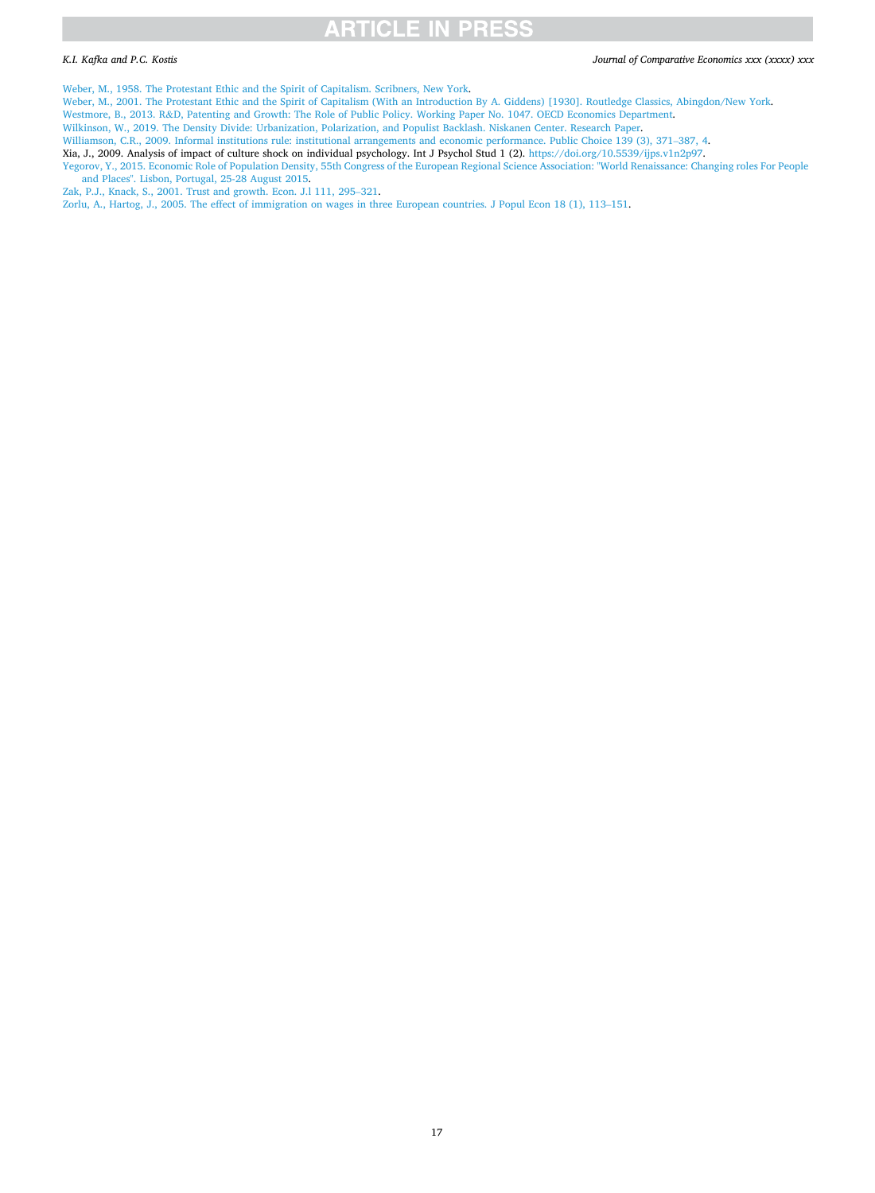Weber, M., 1958. The Protestant Ethic and the Spirit of Capitalism. Scribners, New York.

Weber, M., 2001. The Protestant Ethic and the Spirit of Capitalism (With an Introduction By A. Giddens) [1930]. Routledge Classics, Abingdon/New York.

Westmore, B., 2013. R&D, Patenting and Growth: The Role of Public Policy. Working Paper No. 1047. OECD Economics Department.

Wilkinson, W., 2019. The Density Divide: Urbanization, Polarization, and Populist Backlash. Niskanen Center. Research Paper.

Williamson, C.R., 2009. Informal institutions rule: institutional arrangements and economic performance. Public Choice 139 (3), 371–387, 4.

Xia, J., 2009. Analysis of impact of culture shock on individual psychology. Int J Psychol Stud 1 (2). https://doi.org/10.5539/ijps.v1n2p97.

Yegorov, Y., 2015. Economic Role of Population Density, 55th Congress of the European Regional Science Association: "World Renaissance: Changing roles For People and Places". Lisbon, Portugal, 25-28 August 2015.

Zak, P.J., Knack, S., 2001. Trust and growth. Econ. J.l 111, 295–321.

Zorlu, A., Hartog, J., 2005. The effect of immigration on wages in three European countries. J Popul Econ 18 (1), 113–151.